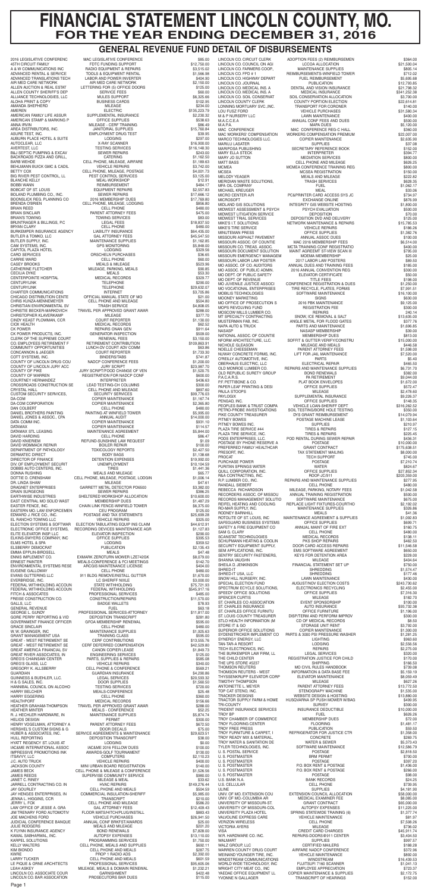# FINANCIAL STATEMENT LINCOLN COUNTY, MO. FOR THE YEAR ENDING DECEMBER 31, 2016

## GENERAL REVENUE FUND DETAIL OF DISBURSEMENTS

| Vendor | Description | Amount |
|---|---|---|
| 2016 LEGISLATIVE CONFERENC | MAC LEGISLATIVE CONFERENCE | $85.00 |
| 45TH CIRCUIT FAMILY | FDTC FUNDING SUPPORT | $12,750.00 |
| A & W COMMUNICATIONS INC | RADIO EQUIPMENT & REPAIRS | $3,515.02 |
| ADVANCED RENTAL & SERVICE | TOOLS & EQUIPMENT RENTAL | $1,566.98 |
| ADVANCED TRANSLATIONS TECH | LABOR AND POWER INVERTER | $404.90 |
| AIR MED CARE NETWORK | AIR MED CARE NETWORK | $2,150.00 |
| ALLEN AUCTION & REAL ESTAT | LETTERING FOR (5) OFFICE DOORS | $125.00 |
| ALLEN COUNTY SHERIFF'S DEP | SERVICE FEES | $60.00 |
| ALLIANCE TECHNOLOGIES, LLC | MULES SUPPORT | $6,325.66 |
| ALOHA PRINT & COPY | BUSINESS CARDS | $102.95 |
| AMANDA SHEPHERD | MILEAGE | $234.00 |
| AMEREN | ELECTRIC | $135,223.79 |
| AMERICAN FAMILY LIFE ASSUR | SUPPLEMENTAL INSURANCE | $2,230.32 |
| AMERICAN STAMP & MARKING P | OFFICE SUPPLIES | $538.63 |
| ANNA IRVIN | MILEAGE - CERT TRAINING | $86.49 |
| AREA DISTRIBUTORS, INC. | JANITORIAL SUPPLIES | $15,760.84 |
| ASURE TEST, INC. | EMPLOYMENT DRUG TEST | $39.95 |
| AUBURN PLACE HOTEL & SUITE | LODGING | $297.00 |
| AUTOCLEAR, LLC | X-RAY SCANNER | $16,900.00 |
| AVERTEST, LLC | TESTING SERVICES | $116,148.30 |
| B&J SEPTIC PUMPING & EXCAV | SEWER REPAIRS | $243.00 |
| BACKROADS PIZZA AND GRILL, | CATERING | $1,162.50 |
| BARB WEHDE | CELL PHONE, MILEAGE, AIRFARE | $1,189.63 |
| BEHLMANN BUICK GMC & CADIL | VEHICLE REPAIRS | $3,742.00 |
| BETTY COX | CELL PHONE, MILEAGE, POSTAGE | $4,001.73 |
| BIG RIVER PEST CONTROL, LL | PEST CONTROL SERVICES | $3,125.00 |
| BLANCHE KELLY | MEAL-WORKSHOP | $12.91 |
| BOBBI WANN | REIMBURSEMENT | $484.17 |
| BOBCAT OF ST. LOUIS | EQUIPMENT REPAIRS | $2,557.83 |
| BOLAND PLUMBING CO., INC. | SEWER REPAIRS | $17,666.12 |
| BOONSLICK REG. PLANNING CO | 2016 MEMBERSHIP DUES | $17,769.80 |
| BRENDA O'BRIEN | CELL PHONE, MILEAGE, LODGING | $856.80 |
| BRIAN REED | CELL PHONE | $480.00 |
| BRIAN SINCLAIR | PARENT ATTORNEY FEES | $475.00 |
| BRIAN'S TOWING | TOWING SERVICES | $83.00 |
| BRUNTRAGER & BILLINGS, P.C | LEGAL FEES | $18,837.50 |
| BRYAN CLARY | CELL PHONE | $480.00 |
| BURKEMPER INSURANCE AGENCY | LIABILITY INSURANCE | $64,435.00 |
| BUTLER & TOMKO, LLC | GAL ATTORNEY FEES | $45,547.50 |
| BUTLER SUPPLY, INC. | MAINTENANCE SUPPLIES | $1,162.85 |
| CAM SYSTEMS, INC. | GPS MONITORING | $5,848.00 |
| CAPITOL PLAZA HOTEL | LODGING | $329.56 |
| CARD SERVICES | ORSCHELN PURCHASES | $36.65 |
| CARRIE WARD | CELL PHONE | $60.00 |
| CASEY BROOKS | MEALS & MILEAGE | $523.96 |
| CATHERINE FLETCHER | MILEAGE, PARKING, MEALS | $90.85 |
| CECILIA DYKE | MEALS | $53.30 |
| CENTERPOINTE HOSPITAL | MEDICAL RECORDS | $329.77 |
| CENTURYLINK | TELEPHONE | $290.00 |
| CENTURYLINK | TELEPHONE | $29,632.07 |
| CHARTER COMMUNICATIONS | INTERNET | $3,705.86 |
| CHICAGO DISTRIBUTION CENTE | OFFICIAL MANUAL STATE OF MO | $21.00 |
| CHRIS KUNZA-MENNEMEYER | CELL PHONE AND MILEAGE | $504.80 |
| CHRISTIAN ENVIRONMENTAL SV | TRASH SERVICE | $4,808.05 |
| CHRISTIE BECKER-MARKOVICH | TRAVEL PER APPROVED GRANT AWAR | $288.00 |
| CHRISTOPHER KLAVERKAMP | MILEAGE | $377.70 |
| CINDY KEAST PLOWMAN, CCR | COURT REPORTER | $1,130.00 |
| CIOX HEALTH | MEDICAL RECORDS | $62.52 |
| CK POWER | REPAIRS ONAN GEN | $911.64 |
| CK POWER PRODUCTS, INC. | GENERATOR INSPECTION | $509.00 |
| CLERK OF THE SUPREME COURT | RENEWAL FEES | $3,150.00 |
| CO. EMPLOYEES RETIREMENT F | RETIREMENT CONTRIBUTION | $109,863.91 |
| COMMUNITY OPPORTUNITIES | LUNCH-DV COURT ADV COMM | $63.86 |
| CONCANNON & JAEGER | COURT REPORTER | $1,733.30 |
| COTT SYSTEMS, INC. | BINDERS/TABS | $741.87 |
| COUNTY OF LINCOLN DRUG COU | NADCP CONFERENCE FEES | $1,200.00 |
| COUNTY OF LINCOLN JURY ACC | JURY SCRIPT | $23,987.70 |
| COUNTY OF PIKE | JURY SCRIPT/FOOD CHANGE OF VEN | $1,520.75 |
| COUNTY OF WARREN | REGISTRATION FOR NADCP CONF | $600.00 |
| COURTNEY HERNANDEZ | INTERPRETER | $436.63 |
| CROSSROADS CONSTRUCTION SE | LEAD TESTING-CH COLUMNS | $300.00 |
| CRYSTAL HALL | CELL PHONE AND MILEAGE | $897.60 |
| CUSTOM SECURITY SERVICES, | SECURITY SERVICES | $99,776.03 |
| DA-COM | COPIER MAINTENANCE | $1,167.74 |
| DA-COM CORPORATION | COPIER MAINTENANCE | $2,365.80 |
| DAN COLBERT | CELL PHONE | $480.00 |
| DANIEL BROTHERS PAINTING | PAINTING AT WINFIELD TOWER | $5,995.00 |
| DANIEL JONES & ASSOC., CPA | ANNUAL AUDIT | $14,000.00 |
| DATA COMM INC. | COPIER MAINTENANCE | $931.10 |
| DATAMAX | COPIER MAINTENANCE | $114.57 |
| DATAMAX STL LEASING | MAINTENANCE AGREEMENT | $5,844.00 |
| DAVID HARDING | CELL PHONE | $86.47 |
| DAVID KNIERIEM | REFUND-SUNSHINE LAW REQUEST | $1.09 |
| DAVID WOMMACK REPAIR | BOILER REPAIR | $100.00 |
| DEPARTMENT OF PATHOLOGY | TOXICOLOGY REPORTS | $2,427.50 |
| DERMATEC DIRECT | BODY BAGS | $1,138.68 |
| DIRECTOR OF FINANCE | DETENTION EXPENSES | $19,992.00 |
| DIV. OF EMPLOYMENT SECURIT | UNEMPLOYMENT | $10,104.59 |
| DOBBS AUTO CENTERS, INC. | TIRES | $1,441.36 |
| DONNA RUSHING | MEALS AND MILEAGE | $65.77 |
| DOTTIE D. CRENSHAW | CELL PHONE, MILEAGE, POSTAGE, LODGIN | $1,006.14 |
| DR. LINDA SHAW | MILEAGE | $47.61 |
| DRAGNET ENTERPRISES | GARRETT METAL DETECTOR PD6500 | $3,382.00 |
| DRAIN SURGEONS | SEWER REPAIRS | $386.25 |
| EARTHWISE INDUSTRIES | SHELTERED WORKSHOP ALLOCATION | $10,600.00 |
| EAST CENTRAL MO SOLID WAST | MEMBERSHIP DUES | $1,487.29 |
| EASTER FENCE, INC. | CHAIN LINK FENCE-WINFIELD TOWER | $6,375.00 |
| EASTERN MO LAW ENFORCEMEN | CEU PROGRAM | $125.00 |
| EDWARD J. RICE CO., INC. | POSTAGE AND TAX STATEMENTS | $25,699.28 |
| EL RANCHO TOWING LLC | VEHICLE REPAIRS | $325.00 |
| ELECTION SYSTEMS & SOFTWAR | ELECTION TABULATION EQUIP INS CLAIM | $44,612.91 |
| ELECTRONIC OFFICE SYSTEMS, | RECORDING DEVICES MAINTENANCE AGR | $1,127.83 |
| ELITE ELEVATOR INSP LLC | ELEVATOR INSPECTION | $290.00 |
| ELKINS-SWYERS COMPANY, INC | OFFICE SUPPLIES | $395.53 |
| ELMS HOTEL & SPA | LODGING | $359.52 |
| ELSBERRY DEMOCRAT | PUBLICATION | $2,135.43 |
| EMMA EPPLIN BIRDSELL | MEALS | $47.48 |
| ENNIS IMPLEMENT CO. | EXMARK ZEROTURN MOWER LZ742GK | $8,079.00 |
| ERNEST PAINTER | MEALS-CONFERENCE & FCI MEETINGS | $142.70 |
| ENVIRONMENTAL SYSTEMS RESE | ARCGIS MAINTENANCE LICENSE | $404.00 |
| EUGENE GALLOWAY | CELL PHONE | $480.00 |
| EVANS CUTTING LLC | 911 BLDG REMOVE/INSTALL GUTTER | $1,670.00 |
| EVERBRIDGE, INC. | LC SHERIFF NIXLE | $3,000.00 |
| FEDERAL WITHHOLDING ACCOUN | STATE WITHHOLDING | $75,721.93 |
| FEDERAL WITHHOLDING ACCOUN | FEDERAL WITHHOLDING | $545,917.16 |
| FITCH & ASSOCIATES | PROFESSIONAL SERVICES | $485.00 |
| FREISE CONSTRUCTION CO. | CONSTRUCTION/REPAIRS | $11,570.00 |
| GALLS, LLC | BADGE WALLETS | $78.93 |
| GENERAL REVENUE | FUEL | $63.18 |
| GEORGE L. GUNDY | PROFESSIONAL SERVICES-ATTORNEY | $11,817.00 |
| GORE PERRY REPORTING & VID | DEPOSITION TRANSCRIPT | $281.80 |
| GOVERNMENT FINANCE OFFICER | GFOA MEMBERSHIP RENEWAL | $595.00 |
| GRACE SINCLAIR | CELL PHONE | $480.00 |
| W. W. GRAINGER, INC. | MAINTENANCE SUPPLIES | $1,925.63 |
| GRANT MANAGEMENT USA | TRAINING CLASS | $595.00 |
| GREAT - WEST RETIREMENT SE | CERF CONTRIBUTIONS | $13,555.76 |
| GREAT - WEST RETIREMENT SE | CERF DEFERRED COMPENSATION | $42,529.80 |
| GREAT AMERICA FINANCIAL SV | CANON COPIER LEASE | $1,849.73 |
| GREAT RIVER ASSOCIATES, IN | ENGINEERING SERVICES | $125.00 |
| GREG'S CHAINSAW CENTER | PARTS, SUPPLIES & REPAIRS | $585.08 |
| GREG'S GLASS, LLC | VEHICLE REPAIRS | $340.00 |
| GREGORY K. ALLSBERRY | CELL PHONE & CONFERENCE | $569.21 |
| GUARDIAN | GUARDIAN INSURANCE | $4,290.86 |
| GUINNESS & BUEHLER, LLC. | LEGAL SERVICES | $20,593.32 |
| H & G SALES, INC. | DOOR SUPPLIES | $1,560.50 |
| HANNIBAL COUNCIL ON ALCOHO | TESTING SERVICES | $720.00 |
| HARRY BELCHER | MEALS-CONFERENCE | $25.48 |
| HARRY EGGERING | CELL PHONE | $360.00 |
| HEALTHPORT | MEDICAL RECORDS | $156.66 |
| HEATHER GRAHAM-THOMPSON | TRAVEL PER APPROVED GRANT AWAR | $288.00 |
| HEATHER MINTER | MEALS - CONFERENCE | $52.25 |
| R. J. HECKLER HARDWARE, IN | MAINTENANCE SUPPLIES | $5,874.74 |
| HELIOS DESIGN | PERMIT | $300.00 |
| HENRY VOGELMAN, ATTORNEY A | PARENT ATTORNEY FEES | $672.50 |
| HERSHEL'S CUSTOM SIGNS & G | DOOR DECALS | $75.00 |
| HUBER & ASSOCIATES, INC. | SERVICE AGREEMENTS & MAINTENANCE | $29,623.51 |
| HULL REPORTING | DEPOSITION TRANSCRIPT | $38.00 |
| HYATT REGENCY ST. LOUIS AT | LODGING | $0.00 |
| IAC&ME INTERNATIONAL ASSOC | IAC&ME 2016 FELLOW DUES | $100.00 |
| IMPRESSIVE PROMOTIONS INK | AWARDS-GOLF TOURNAMENT | $130.00 |
| ITSAVVY, LLC | COMPUTERS | $2,110.23 |
| J.C. AUTO TRUCK | VEHICLE REPAIRS | $400.00 |
| JACKSON COUNTY | MINI URBAN BOARD REGISTRATION | $140.00 |
| JAMES BECK | CELL PHONE & MILEAGE & CONFERENCE | $1,526.56 |
| JAMES REEDS | SUPERVISE COMMUNITY SERVICE | $980.00 |
| JANET C. RINEY | MILEAGE & MEAL | $33.62 |
| JARRELL CONTRACTING CO. IN | HVAC REPAIRS | $149,276.44 |
| JAY GOURLEY | CELL PHONE AND MEALS | $504.59 |
| JAY HENGES ENTERPRISES, IN | COMMERCIAL INSULATION-SHERIFF | $5,985.00 |
| JENNA L. HOGGINS, CCR | TRANSCRIPT | $210.00 |
| JERRY L. FOX | CELL PHONE AND MILEAGE | $586.20 |
| LAW OFFICE OF JESSE A. GRA | GAL ATTORNEY FEES | $12,409.43 |
| JIM TRENARY FORD AUTOMOTIV | FLOOR MATS/HITCH/PLUG/INSTALL | $883.43 |
| JOE MACHENS FORD | VEHICLE PURCHASES | $26,941.50 |
| JUDICIAL CONFERENCE BANQUE | ANNUAL CONF BRKFST/AWARDS | $25.00 |
| JULIE RODGERS | MEALS AND MILEAGE | $201.20 |
| K FLYNN INSURANCE AGENCY | BOND RENEWALS | $7,828.00 |
| KAMAL SABHARWAL, INC. | AUTOPSY EXPENSES | $13,110.00 |
| KARPEL SOLUTIONS | PROGRAMMING SERVICES | $1,750.00 |
| KELLY WALTERS | CELL PHONE, MEALS AND SUPPLIES | $692.11 |
| KIM BONDO | CELL PHONE AND MEALS | $287.75 |
| KWRE | PROP 1 RADIO ADS | $2,392.00 |
| LARRY TUCKER | CELL PHONE AND MEALS | $601.59 |
| LE PIQUE & ORNE ARCHITECTS | PROFESSIONAL SERVICES | $95,605.06 |
| LEAH ASKEY | MILEAGE, MEALS & DOMAIN RENEWAL | $1,232.21 |
| LINCOLN CO. ASSOCIATE COUR | GARNISHMENT | $422.48 |
| LINCOLN CO. BAR ASSOCIATION | PROSECUTORS BAR DUES | $115.00 |
| LINCOLN CO. CIRCUIT CLERK | ADOPTION FEES (2) REIMBURSEMEN | $364.00 |
| LINCOLN CO. COUNCIL ON AGI | LCCOA ALLOCATION | $21,500.04 |
| LINCOLN CO. FARMERS COOP., | MAINTENANCE SUPPLIES | $805.14 |
| LINCOLN CO. FPD # 1 | REIMBURSEMENTS-WINFIELD TOWER | $712.02 |
| LINCOLN CO. HIGHWAY DEPART | FUEL REIMBURSEMENT | $5,695.68 |
| LINCOLN CO. JOURNAL | PUBLICATION | $12,793.85 |
| LINCOLN CO. MEDICAL INS. A | DENTAL AND VISION INSURANCE | $21,798.32 |
| LINCOLN CO. MEDICAL INS. A | MEDICAL INSURANCE | $341,252.38 |
| LINCOLN CO. SOIL CONSERVAT | SOIL CONSERVATION ALLOCATION | $3,700.00 |
| LINCOLN COUNTY CLERK | COUNTY FORTON ELECTION | $12,624.81 |
| LONNING MORTUARY SVC.,INC. | TRANSPORT FOR CORONER | $140.00 |
| LOU FUSZ FORD | VEHICLE PURCHASES | $31,580.34 |
| M & P NURSERY LLC | LAWN MAINTENANCE | $400.00 |
| M.A.C.C.E.A | ANNUAL CONF FEES AND DUES | $500.00 |
| M.A.P.A. | MAPA DUES | $5,120.00 |
| MAC CONFERENCE | MAC CONFERENCE REG-C HALL | $360.00 |
| MAC WORKERS' COMPENSATION | WORKERS COMPENSATION PREMIUM | $22,007.00 |
| MARCO TECHNOLOGIES LLC | COPIER MAINTENANCE | $2,635.30 |
| MARILU LASATER | SUPPLIES | $37.08 |
| MARIPOSA PUBLISHING | SECRETARY REFERENCE BOOK | $152.00 |
| MARY ELLA STECK | INTERPRETER | $394.77 |
| MARY JO SUTTON | MEDIATION SERVICES | $800.00 |
| MATT BASS | CELL PHONE AND MILEAGE | $626.25 |
| MCMEA | MCMEA CONFERENCE TRAINING REG | $800.00 |
| MCSEA | MCSEA REGISTRATION | $150.00 |
| MELODY YEAGER | MEALS AND MILEAGE | $222.82 |
| MERIDIAN WASTE SOLUTIONS, | TRASH SERVICES | $628.35 |
| MFA OIL COMPANY | FUEL | $1,062.17 |
| MICHAEL KREUGER | MEAL | $33.06 |
| MICRO CENTER A/R | PC&PRINTER CARD ACCESS SYS JC | $734.97 |
| MICROSOFT | EXCHANGE ONLINE | $876.99 |
| MIDLAND GIS SOLUTIONS | INTEGRITY GIS WEBSITE HOSTING | $1,800.00 |
| MIDWEST ASSESSMENT & PSYCH | PSYCH EVALUATION | $500.00 |
| MIDWEST LITIGATION SERVICE | DEPOSITION | $70.00 |
| MIDWEST TRIAL SERVICES | DEPOSITION DVD AND DELIVERY | $125.00 |
| MIKE'S I.T. SOLUTIONS | NETWORK MAINTENANCE & REPAIRS | $15,785.53 |
| MIKE'S TIRE SERVICE | VEHICLE REPAIRS | $186.28 |
| MINUTEMAN PRESS | OFFICE SUPPLIES | $1,382.76 |
| MISSOURI ASPHALT PAVEMENT | ANNUAL ASSOC DUES | $100.00 |
| MISSOURI ASSOC. OF COUNTIE | MAC 2016 MEMBERSHIP FEES | $6,514.00 |
| MISSOURI CO. TREAS. ASSOC. | MCTA TRAINING CONF REGISTRATIO | $400.00 |
| MISSOURI DOCUMENT SOLUTION | MAINT AGREEMT ST-VIEW SCAN III | $795.00 |
| MISSOURI EMERGENCY MANAGEM | MOEMA MEMBERSHIP | $25.00 |
| MISSOURI LABOR LAW POSTER | 2017 LABOR LAW POSTERS | $89.50 |
| MO ASSOC. OF CO. AUDITORS | ANNUAL DUES AND TRAINING FEES | $185.00 |
| MO ASSOC. OF PUBLIC ADMIN. | 2016 ANNUAL CONVENTION REG | $300.00 |
| MO DEPT OF PUBLIC SAFETY | ELEVATOR CERTIFICATE | $50.00 |
| MO DEPT. OF REVENUE | TITLE FEES | $198.00 |
| MO JUVENILE JUSTICE ASSOCI | CONFERENCE REGISTRATION & DUES | $1,250.00 |
| MO VOCATIONAL ENTERPRISES | TIRE RECYCLE, PLATES, FORMS | $7,991.51 |
| MOBILIS TECHNOLOGIES | SOFTWARE MAINTENANCE | $16,100.00 |
| MOONEY MARKETING | SIGNS | $630.00 |
| MO OFFICE OF PROSECUTION S | 2016 PBK MAINTENANCE | $9,125.00 |
| MOPS REVOLVING FUND | REGISTRATION FEE | $300.00 |
| MOSCOW MILLS LUMBER CO. | REPAIRS | 240.14 |
| MT SPECIALTY CONTRACTING | SNOW, ICE REMOVAL & SALT | $113,605.00 |
| MUSTERMAN FAB, INC. | ANGLE METAL FOR FLOOD GATES | $377.76 |
| NAPA AUTO & TRUCK | PARTS AND MAINTENANCE | $1,606.85 |
| NASASP | NASASP MEMBERSHIP | $39.00 |
| NATIONAL ASSOC. OF COUNTIE | MEMBERSHIP DUES | $813.00 |
| NFORM ARCHITECTURE, LLC. | SOFFIT & GUTTER W/FP/CONSTRU | $15,000.00 |
| NICHOLE GLEASON | MILEAGE AND MEALS | $446.58 |
| NOELLE CHEESEMAN | PARENT ATTORNEY FEES | $1,598.00 |
| NUWAY CONCRETE FORMS, INC. | LIFT FOR JAIL MAINTENANCE | $7,520.00 |
| O'REILLY AUTOMOTIVE, INC. | PARTS | $5.40 |
| OBERHAUS ELECTRIC, LLC | ELECTRICAL REPAIR | $465.50 |
| OLD MONROE LUMBER CO. | REPAIRS AND MAINTENANCE SUPPLIES | $6,731.70 |
| OLD REPUBLIC SURETY GROUP | BOND RENEWALS | $382.00 |
| P.A.C.A.R.S. | PA RETIREMENT | $9,044.00 |
| P.F. PETTIBONE & CO. | PLAT BOOK ENVELOPES | $1,672.00 |
| PAPER LEAF PRINTING & DESI | OFFICE SUPPLIES | $572.47 |
| PAULA STOOPS | MILEAGE | $2,478.60 |
| PAYLOGIX | SUPPLEMENTAL INSURANCE | $9,226.37 |
| PENGAD INC. | OFFICE SUPPLIES | $148.35 |
| PEOPLES BANK & TRUST COMPA | VEHICLE LOAN-SHERIFF DEPT | $316,262.52 |
| PETRO-PROBE INVESTIGATIONS | SOIL TESTING/BORE HOLE TESTING | $350.00 |
| PIKE COUNTY TREASURER | DY'S GRANT REIMBURSEMENT | $14,079.94 |
| PITNEY BOWES | POSTAGE MACHINE LEASE | $1,103.64 |
| PITNEY BOWES INC. | SUPPLIES | $210.97 |
| PLAZA TIRE SERVICE #44 | TIRES & REPAIRS | $127.15 |
| PLAZA TIRE SERVICE, INC. | TIRES & REPAIRS | $225.45 |
| PODS ENTERPRISES, LLC. | POD RENTAL DURING SEWER REPAIR | $406.31 |
| POSTAGE BY PHONE RESERVE A | POSTAGE | $10,000.00 |
| PREFERRED FAMILY HEALTHCAR | GRANT CONTRACT | $175,638.51 |
| PRESORT, INC. | TAX STATEMENT MAILING | $8,000.00 |
| PROCAT | TECH SUPPORT | $745.00 |
| PURCHASE POWER | POSTAGE | $7,210.74 |
| PURITAN SPRINGS WATER | WATER | $824.67 |
| QUILL CORPORATION, INC. | OFFICE SUPPLIES | $27,852.34 |
| R&A CONTRACTING, INC. | ROOF-JC/911 | $203,359.00 |
| R.P. LUMBER CO., INC. | REPAIRS AND MAINTENANCE SUPPLIES | $277.95 |
| RANDALL SIEBERT | CELL PHONE | $480.00 |
| REBECCA RICHARDSON | MILEAGE, PARKING, NOTARY FEES | $1,042.58 |
| RECORDERS ASSOC. OF MISSOU | ANNUAL TRAINING REGISTRATION | $500.00 |
| RECORDS MANAGEMENT SOLUTIO | SOFTWARE MAINTENANCE | $675.00 |
| REIFEL HEATING AND COOLING | REPLACE LIGHT FIXTURES-COURTHO | $2,192.00 |
| RO-MAR SUPPLY, INC. | MAINTENANCE SUPPLIES | $326.86 |
| RODNEY BARNHILL | MEALS | $41.36 |
| ROTOLITE OF ST. LOUIS, INC | MAINTENANCE AGREEMENT & SUPPLIES | $1,002.83 |
| SAFEGUARD BUSINESS SYSTEMS | OFFICE SUPPLIES | $699.71 |
| SAFETY & FIRE EQUIPMENT CO | ANNUAL MAINT OF FIRE EXT | $160.75 |
| SAM G. CLARY | CELL PHONE | $480.00 |
| SCANSTAT TECHNOLOGIES | MEDICAL RECORDS | $138.11 |
| SCHUPMANN HEATING & COOLIN | PKS SHOP REPAIRS | $462.50 |
| SECURITY EQUIPMENT SUPPLY, | DOOR CARD ACCESS REPAIRS | $11,546.58 |
| SEM APPLICATIONS, INC. | EMS SOFTWARE AGREEMENT | $650.00 |
| SENTRY SECURITY FASTENERS, | KEYS FOR DETENTION AREA | $228.00 |
| SHANNA VAUGHN | MILEAGE | $404.64 |
| SHEILA D. JENKINSON | FINANCIAL STATEMENT SET UP | $750.00 |
| SHRED-IT | SHREDDING | $1,574.47 |
| SHRED-IT USA, LLC | SHREDDING | $177.46 |
| SNOW HILL NURSERY, INC. | LAWN MAINTENANCE | $430.00 |
| SPECIAL ELECTION FUND | AUGUST/NOV ELECTION COSTS | $243,730.62 |
| SPECTRUM ECYCLE SOLUTIONS, | ELECTRONICS RECYCLING | $2,455.00 |
| SPEEDY OFFICE SOLUTIONS | OFFICE SUPPLIES | $7,316.30 |
| SPENCER CURTIS | MILEAGE | $182.70 |
| ST. CHARLES CO ASSOCIATION | EVENT SPONSORSHIP | $100.00 |
| ST. CHARLES INSURANCE | AUTO INSURANCE | $93,732.38 |
| ST. CHARLES OFFICE FURNITU | OFFICE FURNITURE | $1,196.00 |
| ST. LOUIS COUNTY TREASURER | DISP/TERM AND PERFORM IMPROV | $300.00 |
| STLO HEALTH INFORMATION (M | CD OF MEDICAL RECORDS | $8.50 |
| STORE IT & GO | STORAGE UNIT RENT | $3,792.00 |
| SUPERIOR OFFICE SOLUTIONS | COPIER MAINTENANCE | $1,300.00 |
| SYDENSTRICKER IMPLEMENT CO | PARTS & 3000 PSI PRESSURE WASHER | $1,281.25 |
| SYNERGY ENERGY, LLC | LIGHTING | $963.60 |
| TAN-TAR-A RESORT | LODGING | $2,556.56 |
| TECH ELECTRONICS, INC. | REPAIRS | $2,275.00 |
| THE BURKEMPER LAW FIRM, LL | LEGAL SERVICES | $320.00 |
| THE CHILD CENTER | REGISTRATION JUSTICE FOR CHILD | $170.00 |
| THE UPS STORE #5237 | SHIPPING | $166.50 |
| THOMSON REUTERS | MO CIVIL RULES HANDBOOK | $759.08 |
| THOMSON REUTERS - WEST | INFORMATION & DATA BASE FEE | $5,159.19 |
| THYSSENKRUPP ELEVATOR CORP | ELEVATOR MAINTENANCE | $8,059.49 |
| TIMOTHY THOMPSON | MILEAGE | $627.26 |
| ANTOINETTE L. MEYER | PARENT ATTORNEY FEES | $13,772.50 |
| TOP CAT STENO, INC. | STENOGRAPHY MACHINE | $1,535.00 |
| TRACKER DESIGNS | WEBSITE DESIGN & HOSTING | $13,880.00 |
| TRACTOR SUPPLY FARM & HOME | HUSQVARNA SP PUSH MOWER W/BAG | $499.95 |
| TRI-COUNTY | SURVEY | $300.00 |
| TRIDENT INSURANCE SERVICES | INSURANCE DEDUCTIBLE | $10,000.00 |
| TROY BP | FUEL | $626.26 |
| TROY CHAMBER OF COMMERCE | MEMBERSHIP DUES | $72.00 |
| TROY FLOORING CENTER | FLOORING | $1,481.17 |
| TROY FREE PRESS | PUBLICATION | $59.50 |
| TROY FURNITURE & CARPET, I | REFRIGERATOR FOR JUSTICE CTR | $1,308.00 |
| TROY READY MIX & MATERIAL, | CONCRETE | $269.75 |
| TROY WATER & SANITATION DE | WATER & SEWER | $5,373.43 |
| TYLER TECHNOLOGIES, INC. | SOFTWARE MAINTENANCE | $12,586.79 |
| U. S. POSTAL SERVICE | POSTAGE | $2,818.50 |
| U. S. POSTMASTER | BRM PERMIT | $700.00 |
| U. S. POSTMASTER | POSTAGE | $397.20 |
| U. S. POSTMASTER | P.O. BOX RENT & POSTAGE | $1,436.00 |
| U. S. POSTMASTER | P.O. BOX RENT & POSTAGE | $266.00 |
| U. S. POSTMASTER | POSTAGE | $98.00 |
| U. S. BANK N.A. | BANK RECORDS | $24.25 |
| U.S. CELLULAR | CELL PHONE | $739.95 |
| ULINE | SUPPLIES | $4,181.30 |
| UNIV. OF MO. EXTENSION COU | EXTENSION COUNCIL ALLOCATION | $58,000.00 |
| UNIV. OF MO.-COLUMBIA AR | MEDICAL EXAMINER FEE | $8,085.00 |
| UNIVERSITY OF MISSOURI-ST. | GRANT CONTRACT | $65,000.00 |
| UNIVERSITY OF MISSOURI-COL | AUTOPSY EXPENSES | $11,225.00 |
| UNIVERSITY PLAZA HOTEL | SPRING STATEWIDE TRAINING (6) | $1,377.74 |
| VALVOLINE EXPRESS CARE | VEHICLE MAINTENANCE | $81.97 |
| VERIZON WIRELESS | CELL PHONE | $7,508.26 |
| VICTORIA AYERS | MILEAGE | $736.02 |
| VISA | CREDIT CARD CHARGES | $45,911.74 |
| W.R. HARDWARE CO. INC. | REPAIRS-DOORS@911 CENTER | $3,404.50 |
| WALMART | SUPPLIES | $997.57 |
| WALZ GROUP, LLC | CERTIFIED MAILERS | $188.28 |
| WARREN COUNTY DRUG COURT | AIRFARE NADCP CONFERENCE | $372.96 |
| WEINAND YOUNGER TIRE, INC. | VEHICLE MAINTENANCE | $892.00 |
| WINDSTREAM COMMUNICATIONS | WINDSTREAM | $16,439.53 |
| WORLD WIDE TECHNOLOGY, INC | FUJITSU FI-7160 SCANNER | $1,041.13 |
| WRIGHT CITY MEAT CO., INC. | EMPLOYEE APPRECIATION | $723.37 |
| YAEDAE OFFICE EQUIPMENT LL | COPIER MAINTENANCE & SUPPLIES | $2,172.75 |
| YVONNE N GALLAGER | TRANSCRIPT OF HEARINGS | $152.00 |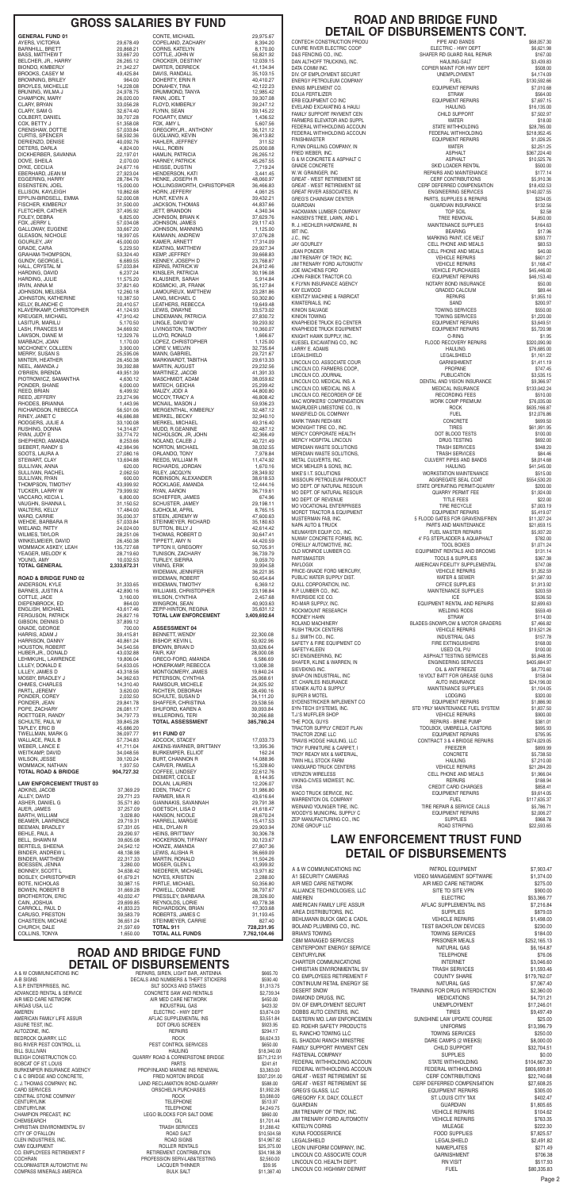# GROSS SALARIES BY FUND

## GENERAL FUND 01

| Name | Amount |
|---|---|
| AYERS, VICTORIA | 29,678.49 |
| BARNHILL, BRETT | 20,868.21 |
| BASS, MATTHEW T | 33,667.20 |
| BELCHER, JR., HARRY | 26,265.12 |
| BIONDO, KIMBERLY | 21,342.27 |
| BROOKS, CASEY M | 49,425.84 |
| BROWNING, BRILEY | 964.00 |
| BROYLES, MICHELLE | 14,228.08 |
| BRUNING, WILMA J | 24,978.75 |
| CHAMPION, MARY | 26,020.00 |
| CLARY, BRYAN | 33,056.28 |
| CLARY, SAM G | 32,674.40 |
| COLBERT, DANIEL | 39,707.28 |
| COX, BETTY J | 51,358.08 |
| CRENSHAW, DOTTIE | 57,033.84 |
| CURTIS, SPENCER | 58,592.36 |
| DERIENZO, DENISE | 40,050.76 |
| DETERS, DARLA | 4,824.00 |
| DICKHERBER, SAVANNA | 22,197.01 |
| DOVE, SHEILA | 2,070.00 |
| DYKE, CECILIA | 24,677.16 |
| EBERHARD, JEAN M | 27,923.04 |
| EGGERING, HARRY | 28,784.76 |
| EISENSTEIN, JOEL | 15,000.00 |
| ELLISON, KAYLEIGH | 10,862.68 |
| EPPLIN-BIRDSELL, EMMA | 52,000.08 |
| FISCHER, KIMBERLY | 31,500.00 |
| FLETCHER, CARTER | 37,495.92 |
| FOLEY, DEBRA | 6,825.00 |
| FOX, JERRY L | 57,034.08 |
| GALLOWAY, EUGENE | 33,667.20 |
| GLEASON, NICHOLE | 18,997.05 |
| GOURLEY, JAY | 45,000.00 |
| GRADE, CARA | 5,229.50 |
| GRAHAM-THOMPSON, | 53,324.40 |
| GUNDY, GEORGE L | 6,689.55 |
| HALL, CRYSTAL M | 57,033.84 |
| HARDING, DAVID | 6,237.24 |
| HARDING, JULIE | 11,575.20 |
| IRVIN, ANNA M | 37,821.60 |
| JOHNSON, MELISSA | 12,260.18 |
| JOHNSTON, KATHERINE | 10,387.50 |
| KELLY, BLANCHE C | 20,410.57 |
| KLAVERKAMP, CHRISTOPHER | 41,124.93 |
| KREUGER, MICHAEL | 47,910.42 |
| LASITUR, MANILU | 5,170.50 |
| LASH, FRANCES M | 34,669.92 |
| LAWSON, DIANE M | 12,329.76 |
| MARMON, JOAN | 1,170.00 |
| MCCHONEY, COLLEEN | 3,900.00 |
| MERRY, SUSAN S | 25,595.06 |
| MINTER, HEATHER | 26,450.38 |
| NEEL, AMANDA J | 39,392.88 |
| O'BRIEN, BRENDA | 49,951.39 |
| PIOTROWICZ, SAMANTHA | 4,630.12 |
| PONDER, SHANE | 6,000.00 |
| REED, BRIAN | 6,499.92 |
| REED, JEFFERY | 23,274.96 |
| RHODES, BRIANNA | 1,443.96 |
| RICHARDSON, REBECCA | 56,501.06 |
| RINEY, JANET C | 46,686.88 |
| RODGERS, JULIE A | 33,100.08 |
| RUSHING, DONNA | 14,314.87 |
| RYAN, JUDY E | 33,774.72 |
| SHEPHERD, AMANDA | 8,253.68 |
| SIEBERT, RANDY S | 42,984.96 |
| SOOTS, LAURA A | 27,080.16 |
| STEWART, CLAY | 13,694.88 |
| SULLIVAN, ANNA | 420.00 |
| SULLIVAN, RACHEL | 2,062.50 |
| SULLIVAN, RYAN | 600.00 |
| THOMPSON, TIMOTHY | 43,999.92 |
| TUCKER, LARRY W | 79,999.92 |
| VACCARO, KECIA L | 6,800.00 |
| VAUGHN, SHAWNA L | 31,150.52 |
| WALTERS, KELLY | 17,484.00 |
| WARD, CARRIE | 35,030.37 |
| WEHDE, BARBARA R | 57,033.84 |
| WIELAND, PATTY | 24,024.00 |
| WILMES, TAYLOR | 28,251.06 |
| WINKELMEIER, DAVID | 26,450.38 |
| WOMMACK KASEY, LEAH | 135,727.68 |
| YEAGER, MELODY K | 28,719.60 |
| YOUNG, AMY | 10,032.53 |
| **TOTAL GENERAL** | **2,333,672.31** |

## ROAD & BRIDGE FUND 02

| Name | Amount |
|---|---|
| ANDERSON, KYLE | 31,333.65 |
| BARNES, JUSTIN A | 42,890.16 |
| COTTLE, JACE | 3,160.00 |
| DIEPENBROCK, ED | 864.00 |
| ENGLISH, MICHAEL | 43,617.46 |
| FERGUSON, PATRICK | 26,827.16 |
| GIBSON, DENNIS D | 37,899.12 |
| GNADE, GEORGE | 700.00 |
| HARRIS, ADAM J | 39,415.81 |
| HARRISON, DANNY | 40,861.24 |
| HOUSTON, ROBERT | 34,540.56 |
| HUBER,JR., DONALD | 43,032.88 |
| LEHMKUHL, LAWRENCE | 19,806.04 |
| LILLEY, DONALD E | 54,633.05 |
| LILLEY, JAMES D | 43,318.56 |
| MOSBY, BRADLEY J | 34,962.63 |
| OHMES, CHARLES | 14,310.40 |
| PARTL, JEREMY | 3,620.00 |
| PONDER, COREY | 2,032.50 |
| PONDER, JEAN | 29,841.78 |
| POPE, ZACHARY | 26,081.17 |
| ROETTGER, RANDY | 34,797.73 |
| SCHULTE, PAUL W | 39,845.28 |
| TAPLEY, ERIC B | 45,686.20 |
| TWELLMAN, MARK G | 36,097.77 |
| WALLACE, PAUL B | 57,794.83 |
| WEBER, LANCE E | 41,711.04 |
| WEITKAMP, DAVID | 34,048.56 |
| WILSON, JESSE | 39,120.24 |
| WOMMACK, NATHAN | 1,937.50 |
| **TOTAL ROAD & BRIDGE** | **904,727.32** |

## LAW ENFORCEMENT TRUST 03

| Name | Amount |
|---|---|
| ADKINS, JACOB | 37,369.29 |
| ALLEY, DAVID | 29,771.23 |
| ASHER, DANIEL G | 35,571.80 |
| AUER, JAMES | 37,257.09 |
| BARTH, WILLIAM | 3,028.80 |
| BEAUBIEN, LAWRENCE | 29,719.31 |
| BEEMAN, BRADLEY | 57,331.05 |
| BEHLE, PAUL A | 29,290.97 |
| BELL, SHAWN M | 39,805.08 |
| BERTELS, SHEENA | 24,542.12 |
| BINDER, ANDREW L | 48,138.98 |
| BINDER, MATTHEW | 22,317.33 |
| BOESSEN, JENNA | 3,280.00 |
| BONNEY, SCOTT L | 34,838.42 |
| BOSLEY, CHRISTOPHER | 61,679.21 |
| BOTE, NICHOLAS | 30,987.15 |
| BOWEN, ROBERT B | 31,869.28 |
| BROTHERTON, ERIC | 40,032.47 |
| CAIN, JOSHUA | 29,699.85 |
| CARROLL, PAUL D | 41,833.23 |
| CARUSO, PRESTON | 39,583.79 |
| CHASTEEN, MICHAE | 36,651.24 |
| CHURCH, DALE | 21,597.69 |
| COLLINS, TONYA | 1,650.00 |
| CONTE, MICHAEL | 29,975.67 |
| COPELAND, ZACHARY | 8,394.20 |
| CORNS, KATELYN | 8,170.00 |
| COTTLE, JOHN W | 56,821.92 |
| CROCKER, DESTINY | 12,039.15 |
| DARTER, DERRECK | 41,134.94 |
| DAVIS, RANDALL | 35,103.15 |
| DOHERTY, ERIN R | 40,410.27 |
| DONAHEY, TINA | 42,122.23 |
| DRUMMOND, TANYA | 12,985.42 |
| FANN, JOEL T | 39,307.08 |
| FLOYD, KIMBERLY | 39,247.12 |
| FLYNN, SEAN | 39,145.22 |
| FOGARTY, EMILY | 1,436.52 |
| FOX, AMY L | 5,607.56 |
| GREGORY,JR., ANTHONY | 36,121.12 |
| GUGLIANO, KEVIN | 36,413.82 |
| HAHLER, JEFFREY | 311.52 |
| HALL, ROBIN | 25,000.08 |
| HAMLIN, PATRICIA | 26,265.12 |
| HARNEY, PATRICK | 45,267.55 |
| HEISSE, DUSTIN | 7,719.24 |
| HENDERSON, KATI | 3,441.45 |
| HENKE, JOSEPH R | 48,060.97 |
| HOLLINGSWORTH, CHRISTOPHER | 36,466.63 |
| HORN, JEFFERY | 4,061.25 |
| HUNT, KEVIN A | 39,452.21 |
| JACKSON, THOMAS | 44,837.66 |
| JETT, BRANDON | 4,340.34 |
| JOHNSON, BRIAN K | 37,629.76 |
| JOHNSON, JAMES | 29,117.43 |
| JOHNSON, MANNING | 1,125.00 |
| KAIMANN, ANDREW | 37,078.28 |
| KAMER, ARNETT | 17,314.09 |
| KEATING, MATTHEW | 29,927.34 |
| KEMP, JEFFREY | 39,668.83 |
| KENNEY, JOSEPH D | 23,768.87 |
| KERNS, PATRICK W | 24,812.46 |
| KINSLER, PATRICIA | 30,196.08 |
| KLAUSNER, SARAH | 5,914.84 |
| KOSMICKI, JR, FRANK | 35,127.84 |
| LAMOUREUX, MATTHEW | 23,281.86 |
| LANG, MICHAEL C | 50,302.80 |
| LEATHERS, REBECCA | 19,649.48 |
| LEWIS, DWAYNE | 33,573.02 |
| LINDEMANN, PATRICIA | 27,830.72 |
| LINGLE, DAVID W | 39,293.92 |
| LIVINGSTON, TIMOTHY | 10,360.07 |
| LLOYD, RONALD | 1,666.67 |
| LOPEZ, CHRISTOPHER | 11,125.00 |
| LORE V, MELVIN | 32,735.64 |
| MANN, GABRIEL | 29,721.67 |
| MARKWARDT, TABITHA | 29,613.33 |
| MARTIN, AUGUST | 23,232.56 |
| MARTINEZ, JACOB | 41,391.33 |
| MASCHMIDT, ADAM | 38,059.92 |
| MATECH, GEICHA | 25,299.42 |
| MAUZY, JODI A | 44,800.80 |
| MCCOY, TRACY A | 46,808.42 |
| MCNAIL, MASON J | 59,936.23 |
| MERGENTHAL, KIMBERLY | 32,427.12 |
| MERKEL, BECKY | 32,940.10 |
| MERKEL, MICHAEL | 49,316.40 |
| MUDD, R. GEANINE | 32,467.12 |
| NICHOLSON, JR, JOHN | 42,366.49 |
| NOLAND, CALEB J | 40,721.49 |
| NORTON, MICHAEL | 38,052.55 |
| ORLANDO, TONY | 7,978.84 |
| REEDS, WILLIAM R | 11,474.02 |
| RICHARDS, JORDAN | 1,670.16 |
| RILEY, JACQLYN | 28,349.92 |
| ROBINSON, ALEXANDER | 38,618.53 |
| ROCKLAGE, AMANDA | 12,444.16 |
| RYAN, AARON | 36,719.61 |
| SCHIEFFER, JAMES | 674.96 |
| SCHUSTER, JAMEY | 29,198.11 |
| SJOHOLM, APRIL | 6,765.15 |
| STEEN, JEREMY W | 47,600.63 |
| STEINMEYER, RICHARD | 51,180.63 |
| SUTTON, BILLY J | 42,614.42 |
| THOMAS, ROBERT D | 30,647.41 |
| TIPPETT, AMY N | 44,420.59 |
| TIPTON II, GREGORY | 50,705.91 |
| TUNISON, ZACHARY | 36,739.78 |
| TURLEY, SIERRA | 9,059.70 |
| VINING, ERIK | 39,994.58 |
| WIDEMAN, JENNIFER | 36,221.95 |
| WIDEMAN, ROBERT | 50,454.64 |
| WIDEMAN, TIMOTHY | 8,369.12 |
| WILLIAMS, CHRISTOPHER | 23,198.84 |
| WILSON, CHAD | 2,457.68 |
| WINGRON, SEAN | 40,903.83 |
| ZEPP-HINTON, REGINA | 35,631.12 |
| **TOTAL LAW ENFORCEMENT** | **3,409,692.64** |

## ASSESSMENT 04

| Name | Amount |
|---|---|
| BENNETT, WENDY | 22,300.08 |
| BISHOP, KEVIN L | 50,922.36 |
| BROWN, BRIAN D | 33,626.64 |
| FAIR, KAY | 28,000.08 |
| GRECO-FORD, AMANDA | 6,586.69 |
| HONERKAMP, REBECCA | 13,008.36 |
| MONTGOMERY, JAMES | 19,840.24 |
| PETERSON, CYNTHIA | 25,068.61 |
| RAMSOUR, MICHELE | 24,505.92 |
| RICHTER, DEBORAH | 28,430.16 |
| SCHULTE, SUSAN D | 34,111.20 |
| SHAFFER, CHRISTINA | 29,538.56 |
| SHUFORD, KAREN A | 39,093.84 |
| WILLERDING, TERI | 30,266.86 |
| **TOTAL ASSESSMENT** | **385,780.24** |

## 911 FUND 07

| Name | Amount |
|---|---|
| ADCOCK, STACEY | 17,033.73 |
| AIKENS-WARNER, BRITTANY | 13,395.36 |
| BURKEMPER, ELLIOT | 162.24 |
| BURT, CHANNON R | 14,088.96 |
| CARVER, PAMELA | 19,328.60 |
| COFFEE, LINDSEY | 22,612.76 |
| DIEMERT, CECILE | 8,144.95 |
| DOLAN, LAUREN | 12,206.07 |
| EDEN, TRACY C | 31,986.80 |
| FARMER, MIA R | 43,616.64 |
| GIANNAKIS, SAVANNAH | 29,791.38 |
| GOETSCH, LISA D | 41,618.47 |
| HANSON, NICOLE | 28,670.24 |
| HARRELL, MARGIE | 15,417.53 |
| HEIL, DYLAN R | 29,903.94 |
| HEINS, BRITTANY | 30,306.78 |
| HOCKERSON, TIFFANY | 30,123.67 |
| HOWZE, AMANDA | 27,807.36 |
| LEWIS, LISHA R | 36,669.09 |
| MARTIN, RONALD | 11,504.26 |
| MIDER, GLEN A | 43,999.92 |
| NIEDERER, MICHAEL | 13,971.62 |
| NOYES, KRISTEN | 2,268.00 |
| PIRTLE, MICHAEL | 50,356.80 |
| POWELL, CONNIE | 38,797.67 |
| PRESSLEY, BARBARA | 28,326.00 |
| REYNOLDS, LORIE | 40,778.38 |
| RICHARDSON, BRIAN | 17,303.68 |
| ROBERTS, JAMES C | 31,193.45 |
| STEINMEYER, CARRIE | 827.40 |
| **TOTAL 911** | **728,231.95** |
| **TOTAL ALL FUNDS** | **7,762,104.46** |

# ROAD AND BRIDGE FUND DETAIL OF DISBURSEMENTS

| Vendor | Description | Amount |
|---|---|---|
| A & W COMMUNICATIONS INC | REPAIRS, SIREN, LIGHT BAR, ANTENNA | $665.70 |
| A-B SIGNS | DECALS AND NUMBERS & THEFT STICKERS | $590.40 |
| A.S.P. ENTERPRISES, INC. | SILT SOCKS AND STAKES | $1,313.75 |
| ADVANCED RENTAL & SERVICE | CONCRETE SAW AND RENTALS | $2,739.34 |
| AIR MED CARE NETWORK | AIR MED CARE NETWORK | $450.00 |
| AIRGAS USA, LLC | INDUSTRIAL GAS | $423.32 |
| AMEREN | ELECTRIC - HWY DEPT | $3,874.09 |
| AMERICAN FAMILY LIFE ASSUR | AFLAC SUPPLEMENTAL INS | $3,551.84 |
| ASURE TEST, INC. | DOT DRUG SCREEN | $923.95 |
| AUTOZONE, INC. | REPAIRS | $294.17 |
| BEDROCK QUARRY, LLC | ROCK | $6,624.33 |
| BIG RIVER PEST CONTROL, LL | PEST CONTROL SERVICES | $650.00 |
| BILL SULLIVAN | HAULING | $18,340.00 |
| BLEIGH CONSTRUCTION CO. | QUARRY ROAD & CORNERSTONE BRIDGE | $571,212.91 |
| BOBCAT OF ST. LOUIS | PARTS | $241.61 |
| BURKEMPER INSURANCE AGENCY | PROPANE AND MARINE INS RENEWAL | $3,383.00 |
| C & C BRIDGE AND CONCRETE, | FRED NORTON BRIDGE | $307,291.00 |
| C. J. THOMAS COMPANY, INC. | LAND RECLAMATION BOND-QUARRY | $588.00 |
| CARD SERVICES | ORSCHELN PURCHASES | $1,992.26 |
| CENTRAL STONE COMPANY | ROCK | $3,088.00 |
| CENTURYLINK | TELEPHONE | $513.97 |
| CENTURYLINK | TELEPHONE | $4,249.75 |
| CHAMPION PRECAST, INC | LEGO BLOCKS FOR SALT DOME | $860.00 |
| CHEMSEARCH | OIL | $1,701.44 |
| CHRISTIAN ENVIRONMENTAL SV | TRASH SERVICES | $1,288.42 |
| CITY OF O'FALLON | ROAD SALT | $10,504.58 |
| CLEIN INDUSTRIES, INC. | ROAD SIGNS | $14,967.82 |
| CMW EQUIPMENT | ROLLER RENTALS | $25,375.00 |
| CO. EMPLOYEES RETIREMENT F | RETIREMENT CONTRIBUTION | $34,198.38 |
| COCHRAN | PROFESSION SERV-LAB&TESTING | $2,560.00 |
| COLORMASTER AUTOMOTIVE PAI | LACQUER THINNER | $39.95 |
| COMPASS MINERALS AMERICA | BULK SALT | $11,387.40 |

# ROAD AND BRIDGE FUND DETAIL OF DISBURSEMENTS CON'T.

| Vendor | Description | Amount |
|---|---|---|
| CONTECH CONSTRUCTION PRODU | PIPE AND BANDS | $68,057.30 |
| CUIVRE RIVER ELECTRIC COOP | ELECTRIC - HWY DEPT | $6,621.98 |
| D&S FENCING CO., INC. | SHAFER RD GUARD RAIL REPAIR | $167.00 |
| DAN ALTHOFF TRUCKING, INC. | HAULING-SALT | $3,439.83 |
| DATA COMM INC. | COPIER MAINT FOR HWY DEPT | $508.00 |
| DIV. OF EMPLOYMENT SECURIT | UNEMPLOYMENT | $4,174.09 |
| ENERGY PETROLEUM COMPANY | FUEL | $130,592.66 |
| ENNIS IMPLEMENT CO. | EQUIPMENT REPAIRS | $7,010.68 |
| EQUA FERTILIZER | STRAW | $564.00 |
| ERB EQUIPMENT CO INC | EQUIPMENT REPAIRS | $7,697.15 |
| EVELAND EXCAVATING & HAULI | HAULING | $16,135.00 |
| FAMILY SUPPORT PAYMENT CEN | CHILD SUPPORT | $7,502.97 |
| FARMERS ELEVATOR AND SUPPL | WATER | $18.00 |
| FEDERAL WITHHOLDING ACCOUN | STATE WITHHOLDING | $28,785.00 |
| FEDERAL WITHHOLDING ACCOUN | FEDERAL WITHHOLDING | $218,952.45 |
| FINISHMASTER | EQUIPMENT REPAIRS | $1,026.25 |
| FLYNN DRILLING COMPANY, IN | WATER | $2,251.25 |
| FRED WEBER, INC. | ASPHALT | $367,224.40 |
| G & M CONCRETE & ASPHALT C | ASPHALT | $10,525.76 |
| GNADE CONCRETE | SKID LOADER RENTAL | $500.00 |
| W.W. GRAINGER, INC | REPAIRS AND MAINTENANCE | $177.14 |
| GREAT - WEST RETIREMENT SE | CERF CONTRIBUTIONS | $5,910.36 |
| GREAT - WEST RETIREMENT SE | CERF DEFERRED COMPENSATION | $18,452.53 |
| GREAT RIVER ASSOCIATES, IN | ENGINEERING SERVICES | $140,027.55 |
| GREG'S CHAINSAW CENTER | PARTS, SUPPLIES & REPAIRS | $234.05 |
| GUARDIAN | GUARDIAN INSURANCE | $132.56 |
| HACKMANN LUMBER COMPANY | TOP SOIL | $2.58 |
| HANSEN'S TREE, LAWN, AND L | TREE REMOVAL | $4,850.00 |
| R. J. HECHLER HARDWARE, IN | MAINTENANCE SUPPLIES | $164.63 |
| IBT INC. | BEARING | $17.96 |
| J.C., INC | MARKING PAINT, ICE MELT | $393.77 |
| JAY GOURLEY | CELL PHONE AND MEALS | $83.53 |
| JEAN PONDER | CELL PHONE AND MEALS | $40.00 |
| JIM TRENARY OF TROY, INC. | VEHICLE REPAIRS | $601.27 |
| JIM TRENARY FORD AUTOMOTIV | VEHICLE REPAIRS | $1,168.47 |
| JOE MACHENS FORD | VEHICLE PURCHASES | $45,446.00 |
| JOHN FABICK TRACTOR CO. | EQUIPMENT REPAIRS | $46,153.40 |
| K FLYNN INSURANCE AGENCY | NOTARY BOND INSURANCE | $50.00 |
| KAY ELWOOD | GRADED CALCIUM | $89.44 |
| KIENTZY MACHINE & FABRICAT | REPAIRS | $1,055.10 |
| KIMATERIALS, INC | SAND | $200.97 |
| KINION SALVAGE | TOWING SERVICES | $550.00 |
| KINION TOWING | TOWING SERVICES | $1,220.00 |
| KNAPHEIDE TRUCK EQ CENTER | EQUIPMENT REPAIRS | $3,649.51 |
| KNAPHEIDE TRUCK EQUIPMENT | EQUIPMENT REPAIRS | $5,720.98 |
| KNIGHT HAWK SUPPLY, INC. | O-RING | $1.95 |
| KUESEL EXCAVATING CO., INC | FLOOD RECOVERY REPAIRS | $320,090.90 |
| LARRY E. ADAMS | HAULING | $76,685.00 |
| LEGALSHIELD | LEGALSHIELD | $1,161.22 |
| LINCOLN CO. ASSOCIATE COUR | GARNISHMENT | $1,411.19 |
| LINCOLN CO. FARMERS COOP, | PROPANE | $747.45 |
| LINCOLN CO. JOURNAL | PUBLICATION | $3,535.15 |
| LINCOLN CO. MEDICAL INS. A | DENTAL AND VISION INSURANCE | $9,366.97 |
| LINCOLN CO. MEDICAL INS. A | MEDICAL INSURANCE | $130,042.24 |
| LINCOLN CO. RECORDER OF DE | RECORDING FEES | $510.00 |
| MAC WORKERS' COMPENSATION | WORK COMP PREMIUM | $76,035.00 |
| MAGRUDER LIMESTONE CO., IN | ROCK | $635,166.87 |
| MANSFIELD OIL COMPANY | FUEL | $12,076.86 |
| MARK TWAIN REDI-MIX | CONCRETE | $669.50 |
| MCKNIGHT TIRE CO., INC. | TIRES | $61,991.95 |
| MERCY CORPORATE HEALTH | DOT BLOOD TESTS | $100.00 |
| MERCY HOSPITAL LINCOLN | DRUG TESTING | $692.00 |
| MERIDIAN WASTE SOLUTIONS | TRASH SERVICES | $348.20 |
| MERIDIAN WASTE SOLUTIONS, | TRASH SERVICES | $84.46 |
| METAL CULVERTS, INC. | CULVERT PIPES AND BANDS | $8,014.68 |
| MICK MEHLER & SONS, INC. | HAULING | $47,545.00 |
| MIKE'S I.T. SOLUTIONS | WORKSTATION MAINTENANCE | $515.00 |
| MISSOURI PETROLEUM PRODUCT | AGGREGATE SEAL COAT | $554,530.20 |
| MO DEPT. OF NATURAL RESOUR | STATE OPERATING PERMIT-QUARRY | $200.00 |
| MO DEPT. OF NATURAL RESOUR | QUARRY PERMIT FEE | $1,924.00 |
| MO DEPT. OF REVENUE | TITLE FEES | $22.00 |
| MO VOCATIONAL ENTERPRISES | TIRE RECYCLE | $7,003.19 |
| MORDT TRACTOR & EQUIPMENT | EQUIPMENT REPAIRS | $5,419.07 |
| MUSTERMAN R.B. INC. | 5 FLOOD GATES FOR SHAVENS/FREN | $11,327.24 |
| NAPA AUTO & TRUCK | PARTS AND MAINTENANCE | $21,659.15 |
| NEUMAYER EQUIP. CO., INC. | FUEL MASTER REPAIRS | $5,937.20 |
| NUWAY CONCRETE FORMS, INC. | 4' FG STEPLADDER & AQUAPHALT | $782.00 |
| O'REILLY AUTOMOTIVE, INC. | TOOL BOXES | $1,071.24 |
| OLD MONROE LUMBER CO. | EQUIPMENT REPAIRS AND MAINT | $131.14 |
| PARTSMASTER | TOOLS & SUPPLIES | $367.38 |
| PAYLOGIX | AMERICAN FIDELITY SUPPLEMENTAL | $747.08 |
| PRICE-GNADE FORD MERCURY, | VEHICLE REPAIRS | $1,352.59 |
| PUBLIC WATER SUPPLY DIST. | WATER & SEWER | $1,567.90 |
| QUILL CORPORATION, INC. | OFFICE SUPPLIES | $1,913.92 |
| R.P. LUMBER CO., INC. | MAINTENANCE SUPPLIES | $203.59 |
| RIVERSIDE ICE CO. | ICE | $536.50 |
| RO-MAR SUPPLY, INC. | EQUIPMENT RENTAL AND REPAIRS | $2,699.63 |
| ROCKMOUNT RESEARCH | WELDING RODS | $559.49 |
| RODNEY HAHN | STRAW | $114.00 |
| ROLAND MACHINERY | BLADES-SNOWPLOW & MOTOR GRADERS | $7,466.60 |
| RUSH TRUCK CENTERS | VEHICLE REPAIRS | $19,521.26 |
| S.J. SMITH CO., INC. | INDUSTRIAL GAS | $157.78 |
| SAFETY & FIRE EQUIPMENT CO | FIRE EXTINGUISHERS | $168.00 |
| SAFETY-KLEEN | USED OIL PU | $100.00 |
| SCI ENGINEERING, INC | ASPHALT TESTING SERVICES | $9,648.95 |
| SHAFER, KLINE & WARREN, IN | ENGINEERING SERVICES | $405,684.97 |
| SIEVEKING INC. | OIL & ANTIFREEZE | $8,770.60 |
| SNAP-ON INDUSTRIAL, INC | 18 VOLT BATT FOR GREASE GUNS | $158.04 |
| ST. CHARLES INSURANCE | AUTO INSURANCE | $24,196.00 |
| STANEK AUTO & SUPPLY | MAINTENANCE SUPPLIES | $11,104.05 |
| SUPER 8 MOTEL | LODGING | $320.00 |
| SYDENSTRICKER IMPLEMENT CO | EQUIPMENT REPAIRS | $1,886.90 |
| SYN-TECH SYSTEMS, INC. | STD YRLY MAINTENANCE FUEL SYSTEM | $1,837.50 |
| T.J.'S MUFFLER SHOP | VEHICLE REPAIRS | $900.00 |
| THE POOL GUYS | REPAIRS - BRINE PUMP | $381.01 |
| TRACTOR SUPPLY CREDIT PLAN | TOOLBOX, UMBRELLA, CASTORS | $695.93 |
| TRACTOR ZONE LLC | EQUIPMENT REPAIRS | $795.95 |
| TRAVIS HODGE HAULING, LLC | CONTRACT 3 & 4 BRIDGE REPAIRS | $274,029.05 |
| TROY FURNITURE & CARPET, I | FREEZER | $899.99 |
| TROY READY MIX & MATERIAL, | CONCRETE | $5,738.50 |
| TWIN HILL STOCK FARM | HAULING | $7,210.00 |
| VANGUARD TRUCK CENTERS | VEHICLE REPAIRS | $21,284.20 |
| VERIZON WIRELESS | CELL PHONE AND MEALS | $1,966.04 |
| VIKING-CIVES MIDWEST, INC. | REPAIRS | $188.94 |
| VISA | CREDIT CARD CHARGES | $858.41 |
| WACO TRUCK SERVICE, INC. | EQUIPMENT REPAIRS | $9,614.05 |
| WARRENTON OIL COMPANY | FUEL | $117,635.37 |
| WEINAND YOUNGER TIRE, INC. | TIRE REPAIR & SERVICE CALLS | $5,786.71 |
| WOODY'S MUNICIPAL SUPPLY C | EQUIPMENT REPAIRS | $2,006.27 |
| ZEP MANUFACTURING CO., INC | SUPPLIES | $968.78 |
| ZONE GROUP LLC | ROAD STRIPING | $22,593.65 |

# LAW ENFORCEMENT TRUST FUND DETAIL OF DISBURSEMENTS

| Vendor | Description | Amount |
|---|---|---|
| A & W COMMUNICATIONS INC | PATROL EQUIPMENT | $7,903.47 |
| A1 SECURITY CAMERAS | VIDEO MANAGEMENT SOFTWARE | $1,374.00 |
| AIR MED CARE NETWORK | AIR MED CARE NETWORK | $275.00 |
| ALLIANCE TECHNOLOGIES, LLC | SITE TO SITE VPN | $900.00 |
| AMEREN | ELECTRIC | $53,366.77 |
| AMERICAN FAMILY LIFE ASSUR | AFLAC SUPPLEMENTAL INS | $7,216.84 |
| AREA DISTRIBUTORS, INC. | SUPPLIES | $879.03 |
| BEHLMANN BUICK GMC & CADIL | VEHICLE REPAIRS | $1,498.00 |
| BOLAND PLUMBING CO., INC. | TEST BACKFLOW DEVICES | $230.00 |
| BRIAN'S TOWING | TOWING SERVICES | $184.00 |
| CBM MANAGED SERVICES | PRISONER MEALS | $252,165.13 |
| CENTERPOINT ENERGY SERVICE | NATURAL GAS | $6,164.87 |
| CENTURYLINK | TELEPHONE | $76.06 |
| CHARTER COMMUNICATIONS | INTERNET | $3,046.60 |
| CHRISTIAN ENVIRONMENTAL SV | TRASH SERVICES | $1,593.46 |
| CO. EMPLOYEES RETIREMENT F | COUNTY SHARE | $179,762.07 |
| CONTINUUM RETAIL ENERGY SE | NATURAL GAS | $7,067.40 |
| DESERT SNOW | TRAINING FOR DRUG INTERDICTION | $2,360.00 |
| DIAMOND DRUGS, INC. | MEDICATIONS | $4,731.21 |
| DIV. OF EMPLOYMENT SECURIT | UNEMPLOYMENT | $17,246.01 |
| DOBBS AUTO CENTERS, INC. | TIRES | $9,497.49 |
| EASTERN MO. LAW ENFORCEMEN | SUNSHINE LAW UPDATE COURSE | $25.00 |
| ED. ROEHR SAFETY PRODUCTS | UNIFORMS | $13,396.79 |
| EL RANCHO TOWING LLC | TOWING SERVICES | $250.00 |
| EL SHADDAI RANCH MINISTRIE | DARE CAMPS (2 WEEKS) | $8,000.00 |
| FAMILY SUPPORT PAYMENT CEN | CHILD SUPPORT | $32,704.51 |
| FASTENAL COMPANY | SUPPLIES | $0.00 |
| FEDERAL WITHHOLDING ACCOUN | STATE WITHHOLDING | $104,667.30 |
| FEDERAL WITHHOLDING ACCOUN | FEDERAL WITHHOLDING | $806,699.81 |
| GREAT - WEST RETIREMENT SE | CERF CONTRIBUTIONS | $22,742.68 |
| GREAT - WEST RETIREMENT SE | CERF DEFERRED COMPENSATION | $27,608.25 |
| GREG'S GLASS, LLC | EQUIPMENT REPAIRS | $305.00 |
| GREGORY F.X. DALY, COLLECT | ST. LOUIS CITY TAX | $402.47 |
| GUARDIAN | GUARDIAN | $1,805.65 |
| JIM TRENARY OF TROY, INC. | VEHICLE REPAIRS | $104.62 |
| JIM TRENARY FORD AUTOMOTIV | VEHICLE REPAIRS | $763.35 |
| KATELYN CORNS | MILEAGE | $222.30 |
| KUNA FOODSERVICE | FOOD SUPPLIES | $7,625.57 |
| LEGALSHIELD | LEGALSHIELD | $2,491.82 |
| LEON UNIFORM COMPANY, INC. | NAMEPLATES | $271.49 |
| LINCOLN CO. ASSOCIATE COUR | GARNISHMENT | $706.38 |
| LINCOLN CO. HEALTH DEPT. | RN VISIT | $517.93 |
| LINCOLN CO. HIGHWAY DEPART | FUEL | $80,335.83 |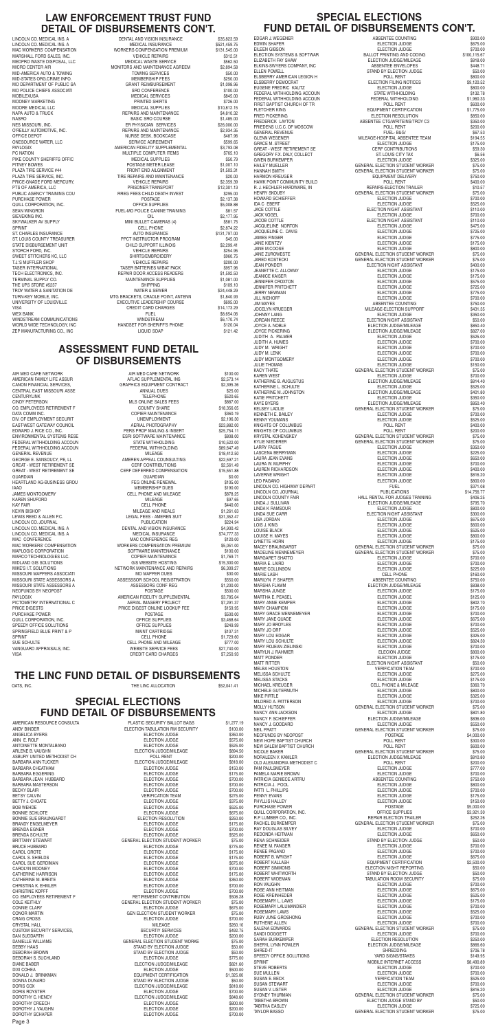# LAW ENFORCEMENT TRUST FUND DETAIL OF DISBURSEMENTS CON'T.

| | | |
|---|---|---|
| LINCOLN CO. MEDICAL INS. A | DENTAL AND VISION INSURANCE | $35,823.59 |
| LINCOLN CO. MEDICAL INS. A | MEDICAL INSURANCE | $521,459.75 |
| MAC WORKERS COMPENSATION | WORKERS COMPENSATION PREMIUM | $131,546.00 |
| MARSHALL FORD SALES, INC. | VEHICLE REPAIRS | $312.51 |
| MEDPRO WASTE DISPOSAL, LLC | MEDICAL WASTE SERVICE | $562.50 |
| MICRO CENTER AIR | MONITORS AND MAINTENANCE AGREEM | $2,694.58 |
| MID-AMERICA AUTO & TOWING | TOWING SERVICES | $50.00 |
| MID-STATES ORG.CRIME INFO. | MEMBERSHIP FEES | $250.00 |
| MO DEPARTMENT OF PUBLIC SA | GRANT REIMBURSEMENT | $1,098.96 |
| MO POLICE CHIEFS ASSOCIATI | SRO CONFERENCE | $100.00 |
| MOBILEXUSA | MEDICAL SERVICES | $845.00 |
| MOONEY MARKETING | PRINTED SHIRTS | $726.00 |
| MOORE MEDICAL LLC | MEDICAL SUPPLIES | $10,812.15 |
| NAPA AUTO & TRUCK | REPAIRS AND MAINTENANCE | $4,810.32 |
| NASRO | BASIC SRO COURSE | $1,485.00 |
| NES MISSOURI, INC. | ER PHYSICIAN SERVICES | $26,000.00 |
| O'REILLY AUTOMOTIVE, INC. | REPAIRS AND MAINTENANCE | $2,934.35 |
| OFFICE DEPOT | NURSE DESK, BOOKCASE | $487.96 |
| ONESOURCE WATER, LLC | SERVICE AGREEMENT | $599.65 |
| PAYLOGIX | AMERICAN FIDELITY SUPPLEMENTAL | $3,793.08 |
| PC NATION | MULTIPLE COMPUTER ITEMS | $765.10 |
| PIKE COUNTY SHERIFFS OFFIC | MEDICAL SUPPLIES | $50.79 |
| PITNEY BOWES | POSTAGE METER LEASE | $1,007.10 |
| PLAZA TIRE SERVICE #44 | FRONT END ALIGNMENT | $1,503.31 |
| PLAZA TIRE SERVICE, INC. | TIRE REPAIRS AND MAINTENANCE | $20.00 |
| PRICE-GNADE FORD MERCURY, | VEHICLE REPAIRS | $2,559.39 |
| PTS OF AMERICA, LLC | PRISONER TRANSPORT | $12,301.13 |
| PUBLIC AGENCY TRAINING COU | RREG FEES CHILD DEATH INVEST | $295.00 |
| PURCHASE POWER | POSTAGE | $2,137.36 |
| QUILL CORPORATION, INC. | OFFICE SUPPLIES | $5,008.88 |
| SEAN WINGRON | FUEL-MO POLICE CANINE TRAINING | $81.57 |
| SIEVEKING INC. | OIL | $2,177.95 |
| SKYWALKER AV SUPPLY | MINI BULLET CAMERAS (4) | $581.75 |
| SPRINT | CELL PHONE | $2,874.22 |
| ST. CHARLES INSURANCE | AUTO INSURANCE | $131,797.00 |
| ST. LOUIS COUNTY TREASURER | PPCT INSTRUCTOR PROGRAM | $45.00 |
| STATE DISBURSEMENT UNIT | CHILD SUPPORT ILLINOIS | $2,299.41 |
| STORCH FORD, INC. | VEHICLE REPAIRS | $254.95 |
| SWEET STITCHERS KC, LLC | SHIRTS/EMBROIDERY | $960.75 |
| T.J.'S MUFFLER SHOP | VEHICLE REPAIRS | $200.00 |
| TASER INTERNATIONAL | TASER BATTERIES W/BAT PACK | $957.96 |
| TECH ELECTRONICS, INC. | REPAIR DOOR ACCESS READERS | $1,592.50 |
| TERMINAL SUPPLY CO. | MAINTENANCE SUPPLIES | $1,081.00 |
| THE UPS STORE #5237 | SHIPPING | $109.10 |
| TROY WATER & SANITATION DE | WATER & SEWER | $24,448.29 |
| TURN-KEY MOBILE, INC. | MTG BRACKETS, CRADLE POINT, ANTENN | $1,840.93 |
| UNIVERSITY OF LOUISVILLE | EXECUTIVE LEADERSHIP COURSE | $695.00 |
| VISA | CREDIT CARD CHARGES | $14,173.29 |
| WEX BANK | FUEL | $8,654.06 |
| WINDSTREAM COMMUNICATIONS | WINDSTREAM | $8,170.74 |
| WORLD WIDE TECHNOLOGY, INC | HANDSET FOR SHERIFF'S PHONE | $120.04 |
| ZEP MANUFACTURING CO., INC | LIQUID SOAP | $121.42 |

# ASSESSMENT FUND DETAIL OF DISBURSEMENTS

| | | |
|---|---|---|
| AIR MED CARE NETWORK | AIR MED CARE NETWORK | $100.00 |
| AMERICAN FAMILY LIFE ASSUR | AFLAC SUPPLEMENTAL INS | $2,573.14 |
| CANON FINANCIAL SERVICES, | GRAPHICS EQUIPMENT CONTRACT | $2,395.36 |
| CENTRAL EAST MISSOURI ASSE | ANNUAL DUES | $25.00 |
| CENTURYLINK | TELEPHONE | $520.65 |
| CINDY PETERSON | MLS ONLINE SALES FEES | $887.00 |
| CO. EMPLOYEES RETIREMENT F | COUNTY SHARE | $18,356.05 |
| DATA COMM INC. | COPIER MAINTENANCE | $360.19 |
| DIV. OF EMPLOYMENT SECURIT | UNEMPLOYMENT | $2,196.30 |
| EAST-WEST GATEWAY COUNCIL | AERIAL PHOTOGRAPHY | $23,882.00 |
| EDWARD J. RICE CO., INC. | PERS PROP MAILING & INSERT | $25,754.11 |
| ENVIRONMENTAL SYSTEMS RESE | ESRI SOFTWARE MAINTENANCE | $808.02 |
| FEDERAL WITHHOLDING ACCOUN | STATE WITHHOLDING | $10,522.00 |
| FEDERAL WITHHOLDING ACCOUN | FEDERAL WITHHOLDING | $89,647.49 |
| GENERAL REVENUE | MILEAGE | $18,412.50 |
| GEORGE E. SANSOUCY, PE, LL | AMEREN APPEAL COUNSULTING | $22,597.21 |
| GREAT - WEST RETIREMENT SE | CERF CONTRIBUTIONS | $2,561.49 |
| GREAT - WEST RETIREMENT SE | CERF DEFERRED COMPENSATION | $15,551.88 |
| GUARDIAN | GUARDIAN | $0.00 |
| HEARTLAND AG-BUSINESS GROU | FEG ONLINE RENEWAL | $105.00 |
| IAAO | MEMBERSHIP DUES | $190.00 |
| JAMES MONTGOMERY | CELL PHONE AND MILEAGE | $878.25 |
| KAREN SHUFORD | MILEAGE | $97.65 |
| KAY FAIR | CELL PHONE | $440.00 |
| KEVIN BISHOP | MILEAGE AND MEALS | $1,261.63 |
| LEWIS REED & ALLEN P.C. | LEGAL FEES - AMEREN SUIT | $31,352.47 |
| LINCOLN CO. JOURNAL | PUBLICATION | $224.34 |
| LINCOLN CO. MEDICAL INS. A | DENTAL AND VISION INSURANCE | $4,900.42 |
| LINCOLN CO. MEDICAL INS. A | MEDICAL INSURANCE | $74,777.33 |
| MAC CONFERENCE | MAC CONFERENCE REG | $120.00 |
| MAC WORKERS COMPENSATION | WORKERS COMPENSATION PREMIUM | $5,051.00 |
| MAPLOGIC CORPORATION | SOFTWARE MAINTENANCE | $100.00 |
| MARCO TECHNOLOGIES LLC | COPIER MAINTENANCE | $1,769.71 |
| MIDLAND GIS SOLUTIONS | GIS WEBSITE HOSTING | $15,300.00 |
| MIKE'S I.T. SOLUTIONS | NETWORK MAINTENANCE AND REPAIRS | $6,309.27 |
| MISSOURI MAPPERS ASSOCIATI | MO MAPPER DUES | $30.00 |
| MISSOURI STATE ASSESSORS A | ASSESSOR SCHOOL REGISTRATION | $550.00 |
| MISSOURI STATE ASSESSORS A | ASSESSORS CONF REG | $1,200.00 |
| NEOFUNDS BY NEOPOST | POSTAGE | $500.00 |
| PAYLOGIX | AMERICAN FIDELITY SUPPLEMENTAL | $3,785.04 |
| PICTOMETRY INTERNATIONAL C | AERIAL IMAGERY PROJECT | $7,291.37 |
| PRICE DIGESTS | PRICE DIGEST ONLINE LOOKUP FEE | $159.95 |
| PURCHASE POWER | POSTAGE | $500.00 |
| QUILL CORPORATION, INC. | OFFICE SUPPLIES | $3,468.64 |
| SPEEDY OFFICE SOLUTIONS | OFFICE SUPPLIES | $249.99 |
| SPRINGFIELD BLUE PRINT & P | MAINT CARTRIDGE | $107.31 |
| SPRINT | CELL PHONE | $1,729.60 |
| SUE SCHULTE | CELL PHONE AND MILEAGE | $777.00 |
| VANGUARD APPRAISALS, INC. | WEBSITE SERVICE FEES | $27,740.00 |
| VISA | CREDIT CARD CHARGES | $7,250.93 |

# THE LINC FUND DETAIL OF DISBURSEMENTS

| | | |
|---|---|---|
| OATS, INC. | THE LINC ALLOCATION | $52,041.41 |

# SPECIAL ELECTIONS FUND DETAIL OF DISBURSEMENTS

| | | |
|---|---|---|
| AMERICAN RESOURCE CONSULTA | PLASTIC SECURITY BALLOT BAGS | $1,277.19 |
| ANDY BINDER | ELECTION TABULATION PM SECURITY | $100.00 |
| ANGELICA BYERS | ELECTION JUDGE | $350.00 |
| ANN E. ROLF | ELECTION JUDGE | $575.00 |
| ANTOINETTE MONTALBANO | ELECTION JUDGE | $525.00 |
| ARLENE B. VAUGHN | ELECTION JUDGE/MILEAGE | $894.50 |
| AUBURY UNITED METHODIST CH | POLL RENT | $200.00 |
| BARBARA ANN TUCKER | ELECTION JUDGE/MILEAGE | $818.00 |
| BARBARA CHEATHAM | ELECTION JUDGE | $150.00 |
| BARBARA EGGERING | ELECTION JUDGE | $175.00 |
| BARBARA JEAN HUBBARD | ELECTION JUDGE | $700.00 |
| BARBARA MASTERSON | ELECTION JUDGE | $700.00 |
| BECKY BLAIR | ELECTION JUDGE | $700.00 |
| BETSY CALVIN | VERIFICATION TEAM | $275.00 |
| BETTY J. CHOATE | ELECTION JUDGE | $375.00 |
| BOB WEHDE | ELECTION JUDGE | $525.00 |
| BONNIE SCHLOTE | ELECTION JUDGE | $675.00 |
| BONNIE SUE BRAUNGARDT | ELECTION RESOLUTION | $250.00 |
| BRANDY ENGELMEYER | ELECTION JUDGE | $175.00 |
| BRENDA EGNER | ELECTION JUDGE | $700.00 |
| BRENDA SCHULTE | ELECTION JUDGE | $525.00 |
| BRITTANY STEWART | GENERAL ELECTION STUDENT WORKER | $75.00 |
| BRUCE HUBBARD | ELECTION JUDGE | $175.00 |
| CAROL GROTE | ELECTION JUDGE | $175.00 |
| CAROL S. SHIELDS | ELECTION JUDGE | $175.00 |
| CAROL SUE GERDIMAN | ELECTION JUDGE | $675.00 |
| CAROLYN MOONEY | ELECTION JUDGE | $700.00 |
| CATHERINE HARRISON | ELECTION JUDGE | $175.00 |
| CATHERINE M. BREITE | ELECTION JUDGE | $350.00 |
| CHRISTINA K. EHMLER | ELECTION JUDGE | $700.00 |
| CHRISTINE KOPFF | ELECTION JUDGE | $700.00 |
| CO. EMPLOYEES RETIREMENT F | RETIREMENT CONTRIBUTION | $508.28 |
| COLE KEITHLY | GENERAL ELECTION STUDENT WORKER | $75.00 |
| CONNIE CLARY | ELECTION JUDGE | $675.00 |
| CONOR MARTIN | GEN ELECTION STUDENT WORKER | $75.00 |
| CRAIG CROSS | ELECTION JUDGE | $700.00 |
| CRYSTAL HALL | MILEAGE | $260.10 |
| CUSTOM SECURITY SERVICES, | SECURITY SERVICES | $492.75 |
| DAN SUDDARTH | ELECTION JUDGE | $200.00 |
| DANIELLE WILLIAMS | GENERAL ELECTION STUDENT WORKE | $75.00 |
| DEBBY HAAS | STAND BY ELECTION JUDGE | $50.00 |
| DEBORAH BROWN | STAND BY ELECTION JUDGE | $50.00 |
| DEBORAH S. SUCHLAND | ELECTION JUDGE | $775.00 |
| DIANE BABER | ELECTION JUDGE/MILEAGE | $821.60 |
| DIXI COHEA | ELECTION JUDGE | $500.00 |
| DONALD J. BRINKMAN | EQUIPMENT CERTIFICATION | $1,325.00 |
| DONNA DUNARD | STAND BY ELECTION JUDGE | $50.00 |
| DORIS COX | ELECTION JUDGE/MILEAGE | $818.00 |
| DORIS ROYSTER | ELECTION JUDGE | $700.00 |
| DOROTHY C. HENCY | ELECTION JUDGE/MILEAGE | $848.60 |
| DOROTHY CREECH | ELECTION JUDGE | $800.00 |
| DOROTHY J. VAUGHN | ELECTION JUDGE | $200.00 |
| DOROTHY SCHAPER | ELECTION JUDGE | $700.00 |

# SPECIAL ELECTIONS FUND DETAIL OF DISBURSEMENTS CON'T.

| | | |
|---|---|---|
| EDGAR J. WEGENER | ABSENTEE COUNTING | $900.00 |
| EDWIN SHAFER | ELECTION JUDGE | $675.00 |
| EILEEN GIBSON | ELECTION JUDGE | $700.00 |
| ELECTION SYSTEMS & SOFTWAR | BALLOT PRINTING AND CODING | $100,115.67 |
| ELIZABETH FAY SHAW | ELECTION JUDGE/MILEAGE | $818.00 |
| ELKINS-SWYERS COMPANY, INC | ABSENTEE ENVELOPES | $448.71 |
| ELLEN POWELL | STAND BY ELECTION JUDGE | $50.00 |
| ELSBERRY AMERICAN LEGION H | POLL RENT | $800.00 |
| ELSBERRY DEMOCRAT | ELECTION FILING NOTICES | $9,120.52 |
| EUGENE FREDRIC KAUTZ | ELECTION JUDGE | $800.00 |
| FEDERAL WITHHOLDING ACCOUN | STATE WITHHOLDING | $132.78 |
| FEDERAL WITHHOLDING ACCOUN | FEDERAL WITHHOLDING | $1,060.33 |
| FIRST BAPTIST CHURCH OF TR | POLL RENT | $600.00 |
| FLETCHER KING | EQUIPMENT CERTIFICATION | $1,775.00 |
| FRED PICKERING | ELECTION RESOLUTION | $850.00 |
| FREDERICK LAYTON | ABSENTEE CTG/WRITEINS/TROY C3 | $350.00 |
| FRIEDENS U.C.C. OF MOSCOW | POLL RENT | $200.00 |
| GENERAL REVENUE | FUEL- B&G/ | $67.53 |
| GLENN WEGENER | MILEAGE-HOSPITAL ABSENTEE TEAM | $194.55 |
| GRACE M. STREET | ELECTION JUDGE | $175.00 |
| GREAT - WEST RETIREMENT SE | CERF CONTRIBUTIONS | $59.30 |
| GREGORY F.X. DALY, COLLECT | ST LOUIS CITY TAX | $6.56 |
| GWEN BURKEMPER | ELECTION JUDGE | $325.00 |
| HAILEY MUELLER | GENERAL ELECTION STUDENT WORKER | $75.00 |
| HANNAH SMITH | GENERAL ELECTION STUDENT WORKER | $75.00 |
| HARMON KREUGER | EQUIPMENT DELIVERY | $750.00 |
| HAWK POINT COMMUNITY BUILD | POLL RENT | $400.00 |
| R. J. HECHLER HARDWARE, IN | REPAIRS-ELECTION TRAILER | $10.57 |
| HENRY SKOUBY | GENERAL ELECTION STUDENT WORKER | $75.00 |
| HOWARD SCHIEFFER | ELECTION JUDGE | $700.00 |
| IDA C. EBERT | ELECTION JUDGE | $525.00 |
| JACE COTTLE | ELECTION NIGHT ASSISTANT | $110.00 |
| JACK VOGEL | ELECTION JUDGE | $700.00 |
| JACOB COTTLE | ELECTION NIGHT ASSISTANT | $110.00 |
| JACQUELINE NORTON | ELECTION JUDGE | $475.00 |
| JACQUELINE C. DAVIS | ELECTION JUDGE | $725.00 |
| JAMES FINGER | ELECTION JUDGE | $775.00 |
| JANE KIENTZY | ELECTION JUDGE | $175.00 |
| JANE MCCOSE | ELECTION JUDGE | $800.00 |
| JANE ZUROWESTE | GENERAL ELECTION STUDENT WORKER | $75.00 |
| JARED KOSTECKI | GENERAL ELECTION STUDENT WORKER | $75.00 |
| JEAN PONDER | ELECTION NIGHT ASSISTANT | $400.00 |
| JEANETTE C. ALLOWAY | ELECTION JUDGE | $175.00 |
| JEANICE KAISER | ELECTION JUDGE | $175.00 |
| JENNIFER CROXTON | ELECTION JUDGE | $575.00 |
| JENNIFER PRITCHETT | ELECTION JUDGE | $725.00 |
| JERRY NEWMAN | ELECTION JUDGE | $775.00 |
| JILL NIEHOFF | ELECTION JUDGE | $700.00 |
| JIM MAYES | ABSENTEE COUNTING | $750.00 |
| JOCELYN KRUEGER | MILEAGE-ELECTION SUPPORT | $431.35 |
| JOHNNY LANG | ELECTION JUDGE | $350.00 |
| JORDAN REECE | ELECTION NIGHT ASSISTANT | $50.00 |
| JOYCE A. NOBLE | ELECTION JUDGE/MILEAGE | $820.40 |
| JOYCE PICKERING | ELECTION JUDGE/MILEAGE | $827.00 |
| JUDITH A. PALMER | ELECTION JUDGE | $525.00 |
| JUDITH A. HUMES | ELECTION JUDGE | $700.00 |
| JUDY M. WRIGHT | ELECTION JUDGE | $700.00 |
| JUDY M. LENK | ELECTION JUDGE | $700.00 |
| JUDY MONTGOMERY | ELECTION JUDGE | $700.00 |
| JULIE THOMAS | ELECTION JUDGE | $150.00 |
| KACY THATE | GENERAL ELECTION STUDENT WORKER | $75.00 |
| KAREN WEST | ELECTION JUDGE | $700.00 |
| KATHERINE B. AUGUSTUS | ELECTION JUDGE/MILEAGE | $814.40 |
| KATHERINE L. SCHULTE | ELECTION JUDGE | $525.00 |
| KATHERINE M. JOHNSTON | ELECTION JUDGE/MILEAGE | $401.80 |
| KATIE PRITCHETT | ELECTION JUDGE | $350.00 |
| KAYE BYERS | ELECTION JUDGE/MILEAGE | $850.40 |
| KELSEY LADLIE | GENERAL ELECTION STUDENT WORKER | $75.00 |
| KENNETH E. BAILEY | ELECTION JUDGE | $700.00 |
| KENNY YOUMANS | ELECTION JUDGE | $525.00 |
| KNIGHTS OF COLUMBUS | POLL RENT | $400.00 |
| KNIGHTS OF COLUMBUS | POLL RENT | $200.00 |
| KRYSTAL KOHENSKEY | GENERAL ELECTION STUDENT WORKER | $75.00 |
| KYLIE NIEDERER | GENERAL ELECTION STUDENT WORKER | $75.00 |
| LARRY FAGUE | ELECTION JUDGE | $350.00 |
| LASCENA BERRYMAN | ELECTION JUDGE | $225.00 |
| LAURA JEAN EVANS | ELECTION JUDGE | $650.00 |
| LAURA W. MURPHY | ELECTION JUDGE | $700.00 |
| LAUREN RICHARDSON | ELECTION JUDGE | $400.00 |
| LAVERNE WRIGHT | ELECTION JUDGE | $816.20 |
| LEO PAGANO | ELECTION JUDGE | $800.00 |
| LINCOLN CO. HIGHWAY DEPART | FUEL | $371.08 |
| LINCOLN CO. JOURNAL | PUBLICATIONS | $14,795.77 |
| LINCOLN COUNTY FAIR | HALL RENTAL FOR JUDGES TRAINING | $409.25 |
| LINDA J. SULLIVAN | ELECTION JUDGE/MILEAGE | $795.70 |
| LINDA K RAMSOUR | ELECTION JUDGE | $800.00 |
| LINDA SUE CARR | ELECTION NIGHT ASSISTANT | $300.00 |
| LISA JORDAN | ELECTION JUDGE | $675.00 |
| LOIS J. KING | ELECTION JUDGE | $600.00 |
| LOUISE BLACK | ELECTION JUDGE | $525.00 |
| LOUISE H. MAYES | ELECTION JUDGE | $800.00 |
| LYNETTE HORN | ELECTION JUDGE | $175.00 |
| MACEY BRAUNGARDT | GENERAL ELECTION STUDENT WORKER | $75.00 |
| MADELINE MENNEMEYER | GENERAL ELECTION STUDENT WORKER | $75.00 |
| MARGARET SHATTO | ELECTION JUDGE | $700.00 |
| MARIA E. LAIRD | ELECTION JUDGE | $700.00 |
| MARIE COLLINSON | ELECTION JUDGE | $225.00 |
| MARIE LASH | CELL PHONE | $160.00 |
| MARILYN F. SHAFER | ABSENTEE COUNTING | $750.00 |
| MARSHA FLAMM | ELECTION JUDGE/MILEAGE | $838.00 |
| MARSHA JUNGE | ELECTION JUDGE | $175.00 |
| MARTHA E. PEASEL | ELECTION JUDGE | $125.00 |
| MARY ANNE KEMPER | ELECTION JUDGE | $802.70 |
| MARY CHAMPION | ELECTION JUDGE | $175.00 |
| MARY GRACE MENNEMEYER | ELECTION JUDGE | $700.00 |
| MARY JANE QUADE | ELECTION JUDGE | $675.00 |
| MARY JO BROYLES | ELECTION JUDGE | $700.00 |
| MARY JO ORF | ELECTION JUDGE | $525.00 |
| MARY LOU EDGAR | ELECTION JUDGE | $325.00 |
| MARY LOU SCHULTE | ELECTION JUDGE | $834.30 |
| MARY ROJEAN ZIELINSKI | ELECTION JUDGE | $700.00 |
| MARYLN J. RAHMIER | ELECTION JUDGE | $800.00 |
| MATT PONDER | ELECTION JUDGE | $175.00 |
| MATT RITTER | ELECTION NIGHT ASSISTANT | $50.00 |
| MELBA HOUSTON | VERIFICATION TEAM | $700.00 |
| MELISSA SCHULTE | ELECTION JUDGE | $275.00 |
| MELISSA STACKS | ELECTION JUDGE | $175.00 |
| MICHAEL KREUGER | CELL PHONE & MILEAGE | $360.70 |
| MICHELE GUTERMUTH | ELECTION JUDGE | $800.00 |
| MIKE PIRTLE | ELECTION JUDGE | $325.00 |
| MILDRED A. PATTERSON | ELECTION JUDGE | $700.00 |
| MOLLY HUTSON | GENERAL ELECTION STUDENT WORKER | $75.00 |
| NANCY ANN JACKSON | ELECTION JUDGE | $801.80 |
| NANCY F. SCHIEFFER | ELECTION JUDGE/MILEAGE | $836.00 |
| NANCY J. GODDARD | ELECTION JUDGE | $550.00 |
| NEIL PRATT | GENERAL ELECTION STUDENT WORKER | $75.00 |
| NEOFUNDS BY NEOPOST | POSTAGE | $4,000.00 |
| NEW HOPE BAPTIST CHURCH | POLL RENT | $300.00 |
| NEW SALEM BAPTIST CHURCH | POLL RENT | $600.00 |
| NICOLE BAKER | GENERAL ELECTION STUDENT WORKER | $75.00 |
| NORALEEN V. KAMLER | ELECTION JUDGE/MILEAGE | $810.80 |
| OLD ALEXANDRIA METHODIST C | POLL RENT | $200.00 |
| PAM PAULSMEYER | ELECTION JUDGE | $775.00 |
| PAMELA MARIE BROWN | ELECTION JUDGE | $700.00 |
| PATRICIA GENEICE ARTRU | ABSENTEE COUNTING | $750.00 |
| PATRICIA J. POOL | ELECTION JUDGE | $800.00 |
| PATTI L. PHILLIPS | ELECTION JUDGE | $700.00 |
| PENNY EVANS | ELECTION JUDGE | $175.00 |
| PHYLLIS HALLEY | ELECTION JUDGE | $150.00 |
| PURCHASE POWER | POSTAGE | $5,000.00 |
| QUILL CORPORATION, INC. | OFFICE SUPPLIES | $3,921.30 |
| R.P. LUMBER CO., INC. | REPAIR ELECTION TRAILER | $252.26 |
| RACHEL BURKEMPER | GENERAL ELECTION STUDENT WORKER | $75.00 |
| RAY DOUGLAS SILVEY | ELECTION JUDGE | $700.00 |
| REDONDA HEITMAN | ELECTION JUDGE | $650.00 |
| RENA SCHNEIDER | STAND BY ELECTION JUDGE | $50.00 |
| RENEE M. FANGER | ELECTION JUDGE | $700.00 |
| RENEE PAGANO | ELECTION JUDGE | $700.00 |
| ROBERT B. WRIGHT | ELECTION JUDGE | $675.00 |
| ROBERT KALLASH | EQUIPMENT CERTIFICATION | $2,500.00 |
| ROBERT SIMMONS | ELECTION NIGHT REPORTING | $50.00 |
| ROBERT WHITWORTH | STAND BY ELECTION JUDGE | $50.00 |
| ROBERT WIDEMAN | TABULATION ROOM SECURITY | $75.00 |
| RON VAUGHN | ELECTION JUDGE | $700.00 |
| ROSE ANN HEITMAN | ELECTION JUDGE | $675.00 |
| ROSE KREINHEDER | ELECTION JUDGE | $525.00 |
| ROSEMARY L. LAWS | ELECTION JUDGE | $175.00 |
| ROSEMARY LALUMANDIER | ELECTION JUDGE | $700.00 |
| ROSEMARY LAWS | ELECTION JUDGE | $525.00 |
| RUBY JUNE GROSHONG | ELECTION JUDGE | $700.00 |
| RUTHENE ALLEN | ELECTION JUDGE | $700.00 |
| SABENA EDWARDS | GENERAL ELECTION STUDENT WORKER | $75.00 |
| SANDI DOGGETT | ELECTION JUDGE | $700.00 |
| SARAH BURKEMPER | ELECTION RESOLUTION | $250.00 |
| SHERYL LYNN FOWLER | ELECTION JUDGE/MILEAGE | $866.60 |
| SHRED-IT | SHREDDING | $706.78 |
| SPEEDY OFFICE SOLUTIONS | YARD SIGNS/STAKES | $149.95 |
| SPRINT | MOBILE INTERNET ACCESS | $8,480.89 |
| STEVE ROBERTS | ELECTION JUDGE | $150.00 |
| SUE MULLEN | ELECTION JUDGE | $700.00 |
| SUSAN E. BECK | VERIFICATION TEAM | $525.00 |
| SUSAN STEWART | ELECTION JUDGE | $700.00 |
| SUSAN V. LISTER | ELECTION JUDGE | $816.20 |
| SYDNEY THURMAN | GENERAL ELECTION STUDENT WORKER | $75.00 |
| TABETHA BROWN | ELECTION JUDGE STAND BY | $50.00 |
| TABITHA EASLEY | ELECTION JUDGE | $725.00 |
| TAYLOR BASSO | GENERAL ELECTION STUDENT WORKER | $75.00 |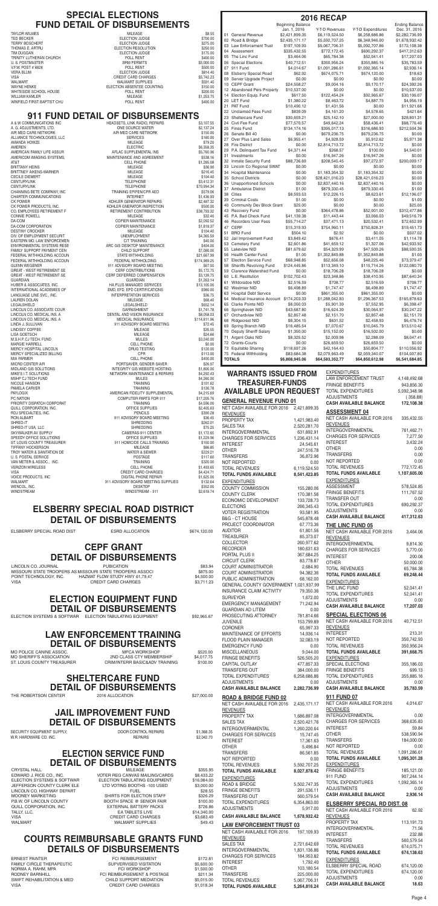# SPECIAL ELECTIONS FUND DETAIL OF DISBURSEMENTS

| | | |
|---|---|---|
| TAYLOR WILKES | MILEAGE | $8.55 |
| TED BECKER | ELECTION JUDGE | $700.00 |
| TERRY BOSCHERT | ELECTION JUDGE | $275.00 |
| THOMAS E. ARTRU | ELECTION RESOLUTION | $250.00 |
| TIM DUGGAN | ELECTION JUDGE | $175.00 |
| TRINITY LUTHERAN CHURCH | POLL RENT | $400.00 |
| U. S. POSTMASTER | BRM PERMITS | $5,000.00 |
| V.F.W. POST # 8828 | POLL RENT | $500.00 |
| VERA BLUM | ELECTION JUDGE | $814.40 |
| VISA | CREDIT CARD CHARGES | $5,742.23 |
| WALMART | WALMART SUPPLIES | $591.40 |
| WAYNE HENKE | ELECTION ABSENTEE COUNTING | $150.00 |
| WHITESIDE SCHOOL HOUSE | POLL RENT | $200.00 |
| WILLIAM KAMLER | MILEAGE | $1,253.75 |
| WINFIELD FIRST BAPTIST CHU | POLL RENT | $400.00 |

# 911 FUND DETAIL OF DISBURSEMENTS

| | | |
|---|---|---|
| A & W COMMUNICATIONS INC | HEADSETS, LINK RADIO, REPAIRS | $3,107.55 |
| A. G. ADJUSTMENTS, LTD. | ONE SOURCE WATER | $2,137.24 |
| AIR MED CARE NETWORK | AIR MED CARE NETWORK | $150.00 |
| ALLIANCE TECHNOLOGIES, LLC | SERVICES | $180.00 |
| AMANDA HOWZE | MILEAGE | $79.20 |
| AMEREN | ELECTRIC | $6,358.35 |
| AMERICAN FAMILY LIFE ASSUR | AFLAC SUPPLEMENTAL INS | $5,760.96 |
| AMERICOM IMAGING SYSTEMS, | MAINTENANCE AND AGREEMENT | $538.16 |
| AT&T | CELL PHONE | $1,285.08 |
| BRITTANY HEINS | MILEAGE | $36.90 |
| BRITTNEY AIKENS-WARNER | MILEAGE | $216.45 |
| CECILE DIEMERT | MILEAGE | $104.40 |
| CENTURYLINK | TELEPHONE | $3,412.31 |
| CENTURYLINK | TELEPHONE | $70,994.34 |
| CHANNING BETE COMPANY, INC | TRAINING EPPEN/CPR AED | $579.06 |
| CHARTER COMMUNICATIONS | INTERNET | $1,436.93 |
| CK POWER | KOHLER GENERATOR REPAIRS | $2,487.32 |
| CK POWER PRODUCTS, INC. | KOHLER GENERATOR INSPECTION | $500.00 |
| CO. EMPLOYEES RETIREMENT F | RETIREMENT CONTRIBUTION | $38,793.32 |
| CONNIE POWELL | MILEAGE | $32.40 |
| DA-COM | COPIER MAINTENANCE | $2,092.52 |
| DA-COM CORPORATION | COPIER MAINTENANCE | $1,818.37 |
| DESTINY CROCKER | MILEAGE | $104.40 |
| DIV. OF EMPLOYMENT SECURIT | UNEMPLOYMENT | $4,365.59 |
| EASTERN MO. LAW ENFORCEMEN | CIT TRAINING | $40.00 |
| ENVIRONMENTAL SYSTEMS RESE | ARC GIS DESKTOP MAINTENANCE | $404.00 |
| FAMILY SUPPORT PAYMENT CEN | CHILD SUPPORT | $7,080.00 |
| FEDERAL WITHHOLDING ACCOUN | STATE WITHHOLDING | $21,667.99 |
| FEDERAL WITHHOLDING ACCOUN | FEDERAL WITHHOLDING | $174,989.25 |
| GLENN WEGENER | 911 ADVISORY BOARD MEETING | $67.50 |
| GREAT - WEST RETIREMENT SE | CERF CONTRIBUTIONS | $5,172.75 |
| GREAT - WEST RETIREMENT SE | CERF DEFERRED COMPENSATION | $3,139.75 |
| GUARDIAN | GUARDIAN | $1,263.14 |
| HUBER & ASSOCIATES, INC. | HA PLUS MANAGED SERVICES | $13,105.00 |
| INTERNATIONAL ACADEMIES OF | EMD, EFD, EPD CERTIFICATIONS | $980.00 |
| LANGUAGE LINE SVC., INC. | INTERPRETATION SERVICES | $36.75 |
| LAUREN DOLAN | MILEAGE | $68.40 |
| LEGALSHIELD | LEGALSHIELD | $652.14 |
| LINCOLN CO. ASSOCIATE COUR | GARNISHMENT | $1,741.78 |
| LINCOLN CO. MEDICAL INS. A | DENTAL AND VISION INSURANCE | $8,058.03 |
| LINCOLN CO. MEDICAL INS. A | MEDICAL INSURANCE | $114,811.96 |
| LINDA J. SULLIVAN | 911 ADVISORY BOARD MEETING | $72.45 |
| LINDSEY COFFEE | MILEAGE | $35.55 |
| LISA GOETSCH | MILEAGE | $24.66 |
| M.S.H.P. CJ TECH. FUND | MULES | $3,240.00 |
| MARGIE HARRELL | CELL PHONE | $0.00 |
| MERCY HOSPITAL LINCOLN | DRUG TESTING | $120.00 |
| MERCY SPECIALIZED BILLING | CPR | $113.00 |
| MIA FARMER | CELL PHONE | $400.00 |
| MICRO CENTER AIR | PORTSAVER, GENDER SAVER | $26.97 |
| MIDLAND GIS SOLUTIONS | INTEGRITY GIS WEBSITE HOSTING | $1,800.00 |
| MIKE'S I.T. SOLUTIONS | NETWORK MAINTENANCE & REPAIRS | $4,292.43 |
| MSHP CJ TECH FUND | MULES | $4,260.00 |
| NICOLE HANSON | TRAINING | $101.62 |
| PAMELA CARVER | TRAINING | $130.78 |
| PAYLOGIX | AMERICAN FIDELITY SUPPLEMENTAL | $4,215.69 |
| PC NATION | COMPUTER PARTS FOR 911 | $17,205.76 |
| PRIORITY DISPATCH CORPORAT | TRAINING | $4,596.00 |
| QUILL CORPORATION, INC. | OFFICE SUPPLIES | $2,405.63 |
| RDJ SPECIALTIES, INC. | PENCILS | $399.28 |
| RON ALBART | 911 ADVISORY BOARD MEETING | $36.45 |
| SHRED-IT | SHREDDING | $262.01 |
| SHRED-IT USA, LLC | SHREDDING | $75.25 |
| SKYWALKER AV SUPPLY | CAMERAS-911 CENTER | $1,172.65 |
| SPEEDY OFFICE SOLUTIONS | OFFICE SUPPLIES | $1,229.96 |
| ST. LOUIS COUNTY TREASURER | 911 HOMICIDE CALLS TRAINING | $150.00 |
| TIFFANY HOCKERSON | MILEAGE | $86.85 |
| TROY WATER & SANITATION DE | WATER & SEWER | $229.21 |
| U. S. POSTAL SERVICE | POSTAGE | $117.60 |
| VAN METER & ASSOC., INC. | TRAINING | $320.00 |
| VERIZON WIRELESS | CELL PHONE | $1,493.65 |
| VISA | CREDIT CARD CHARGES | $4,424.71 |
| VOICE PRODUCTS, INC | DIGITAL PHONE REPAIR | $1,625.00 |
| WALMART | 911 ADVISORY BOARD MEETING SUPPLIES | $132.64 |
| WENCOL, INC. | DESKTOP | $352.00 |
| WINDSTREAM | WINDSTREAM - 911 | $2,618.74 |

# ELSBERRY SPECIAL ROAD DISTRICT DETAIL OF DISBURSEMENTS

| | | |
|---|---|---|
| ELSBERRY SPECIAL ROAD DIST | ESRD ALLOCATION | $674,120.00 |

# CEPF GRANT DETAIL OF DISBURSEMENTS

| | | |
|---|---|---|
| LINCOLN CO. JOURNAL | PUBICATION | $83.94 |
| MISSOURI STATE TROOPERS AS | MISSOURI STATE TROOPERS ASSOCI | $875.00 |
| POINT TECHNOLOGY, INC. | HAZMAT FLOW STUDY HWY 61,79,47 | $4,500.00 |
| VISA | CREDIT CARD CHARGES | $3,711.23 |

# ELECTION EQUIPMENT FUND DETAIL OF DISBURSEMENTS

| | | |
|---|---|---|
| ELECTION SYSTEMS & SOFTWAR | ELECTION TABULATING EQUIPMENT | $92,965.67 |

# LAW ENFORCEMENT TRAINING DETAIL OF DISBURSEMENTS

| | | |
|---|---|---|
| MO POLICE CANINE ASSOC. | MPCA WORKSHOP | $520.00 |
| MO SHERIFF'S ASSOCIATION | 2ND CLASS CTY MEMBERSHIP | $4,017.75 |
| ST. LOUIS COUNTY TREASURER | CRIM/INTERR BASIC&ADV TRAINING | $100.00 |

# SHELTERCARE FUND DETAIL OF DISBURSEMENTS

| | | |
|---|---|---|
| THE ROBERTSON CENTER | 2016 ALLOCATION | $27,000.00 |

# JAIL IMPROVEMENT FUND DETAIL OF DISBURSEMENTS

| | | |
|---|---|---|
| SECURITY EQUIPMENT SUPPLY, | DOOR CONTROL REPAIRS | $1,368.35 |
| W.R. HARDWARE CO. INC. | REPAIRS | $2,042.70 |

# ELECTION SERVICE FUND DETAIL OF DISBURSEMENTS

| | | |
|---|---|---|
| CRYSTAL HALL | MILEAGE | $355.95 |
| EDWARD J. RICE CO., INC. | VOTER REG CANVAS MAILING/CARDS | $8,433.22 |
| ELECTION SYSTEMS & SOFTWAR | ELECTION TABULATING EQUIPMENT | $16,984.00 |
| JEFFERSON COUNTY CLERK ELE | LTD VOTING BOOTHS -100 USED | $3,000.00 |
| LINCOLN CO. HIGHWAY DEPART | FUEL | $28.55 |
| MOONEY MARKETING | SHIRTS FOR ELECTION STAFF | $326.29 |
| P.B.W. OF LINCOLN COUNTY | BOOTH SPACE @ SENIOR FAIR | $100.00 |
| QUILL CORPORATION, INC. | EXTERNAL BATTERY PACKS | $726.86 |
| TALLY, LLC. | EA TABLETS LIVE | $14,340.00 |
| VISA | CREDIT CARD CHARGES | $3,683.49 |
| WALMART | WALMART SUPPLIES | $49.43 |

# COURTS REIMBURSABLE GRANTS FUND DETAILS OF DISBURSEMENTS

| | | |
|---|---|---|
| ERNEST PAINTER | FCI REIMBURSEMENT | $172.81 |
| FAMILY CIRCLE THERAPEUTIC | SUPERVISED VISITATION | $5,600.00 |
| NORMA A. RAHM, MPA | FCI WORKSHOP | $1,500.00 |
| RODNEY BARNHILL | FCI REIMBURSEMENT & POSTAGE | $211.34 |
| SWIFT REHABILITATION & MED | CHILD SUPPORT MEDIATION | $5,015.00 |
| VISA | CREDIT CARD CHARGES | $1,018.34 |

# 2016 RECAP

| | Beginning Balance Jan. 1, 2016 | Y-T-D Revenues | Y-T-D Expenditures | Ending Balance Dec. 31, 2016 |
|---|---|---|---|---|
| 01 General Revenue | $2,421,899.35 | $6,119,524.50 | $6,258,686.86 | $2,282,736.99 |
| 02 Road & Bridge | $2,435,171.17 | $5,592,707.25 | $6,348,946.00 | $1,678,932.42 |
| 03 Law Enforcement Trust | $197,109.93 | $5,067,706.31 | $5,092,707.86 | $172,108.38 |
| 04 Assessment | $335,432.55 | $772,172.45 | $690,292.37 | $417,312.63 |
| 05 The Linc Fund | $3,464.06 | $65,784.38 | $52,041.41 | $17,207.03 |
| 06 Special Elections | $40,712.51 | $350,956.24 | $355,885.16 | $35,783.59 |
| 07 911 Fund | $4,014.67 | $1,091,286.61 | $1,092,365.14 | $2,936.14 |
| 08 Elsberry Special Road | $62.92 | $674,075.71 | $674,120.00 | $18.63 |
| 09 Server Upgrade Project | $0.00 | $0.00 | $0.00 | $0.00 |
| 10 CEPF Grant | $24,508.27 | $9,004.16 | $9,170.17 | $24,392.26 |
| 12 Abandoned Pers Property | $10,537.00 | $0.00 | $0.00 | $10,537.00 |
| 14 Election Equip. Fund | $617.50 | $122,454.24 | $92,965.67 | $30,106.07 |
| 20 LET Fund | $1,380.22 | $8,463.72 | $4,887.75 | $4,956.19 |
| 21 PAT Fund | $10,490.12 | $1,431.56 | $0.00 | $11,921.68 |
| 22 Unclaimed Fees Fund | $839.09 | $4,161.20 | $4,578.65 | $421.64 |
| 23 Sheltercare Fund | $30,659.21 | $25,142.10 | $27,000.00 | $28,801.31 |
| 24 Civil Fee Fund | $77,570.57 | $49,642.24 | $58,436.41 | $68,776.40 |
| 25 Fines Fund | $134,174.16 | $395,017.13 | $316,686.93 | $212,504.36 |
| 26 Senate Bill 40 | $0.00 | $679,236.75 | $679,236.75 | $0.00 |
| 27 Over Plus Land Sales | $6,955.41 | $4,928.59 | $5,912.62 | $5,971.38 |
| 28 Fire District | $0.00 | $2,814,713.72 | $2,814,713.72 | $0.00 |
| 29 P.A. Delinquent Tax Fund | $4,371.44 | $268.57 | $100.00 | $4,540.01 |
| 31 Investments | $0.00 | $16,947.26 | $16,947.26 | $0.00 |
| 32 Inmate Security Fund | $88,736.69 | $208,545.45 | $97,272.97 | $200,009.17 |
| 33 Lincoln Co Regional SWAT | $0.00 | $0.00 | $0.00 | $0.00 |
| 34 Hospital Maintenance | $0.00 | $1,183,354.32 | $1,183,354.32 | $0.00 |
| 35 School Districts | $0.00 | $28,421,016.23 | $28,421,016.23 | $0.00 |
| 36 Unapportioned Schools | $0.00 | $2,837,440.16 | $2,837,440.16 | $0.00 |
| 37 Ambulance District | $1.00 | $879,330.45 | $879,330.45 | $1.00 |
| 38 Cities | $8,593.53 | $12,226.15 | $8,623.61 | $12,196.07 |
| 39 Criminal Costs | $1.00 | $0.00 | $0.00 | $1.00 |
| 40 Community Dev Block Grant | $25.00 | $0.00 | $0.00 | $25.00 |
| 43 Recovery Fund | $0.00 | $364,478.86 | $52,001.00 | $312,477.86 |
| 45 P.A. Bad Check Fund | $41,139.38 | $11,443.44 | $3,066.03 | $49,516.79 |
| 46 Recorders User Fees | $55,714.27 | $37,471.13 | $20,532.41 | $72,652.99 |
| 47 CERF | $15,319.93 | $754,960.11 | $750,828.31 | $19,451.73 |
| 51 BRO Fund | $504.10 | $2.92 | $0.00 | $507.02 |
| 52 Jail Improvement Fund | $3,849.42 | $676.41 | $3,411.05 | $1,114.78 |
| 53 Cemetery Fund | $2,601.86 | $41,659.12 | $1,327.06 | $42,933.92 |
| 55 Lakeview NID | $81,679.62 | $54,329.99 | $47,509.26 | $88,500.35 |
| 56 Health Center Fund | $1.00 | $1,352,849.88 | $1,352,849.88 | $1.00 |
| 57 Election Service Fund | $68,948.85 | $52,656.08 | $48,225.46 | $73,379.47 |
| 58 Sheriffs Revolving Fund | $124,445.86 | $113,349.10 | $115,714.26 | $122,080.70 |
| 59 Clarence Watershed Fund | $0.00 | $18,706.28 | $18,706.28 | $0.00 |
| 60 L.E. Restitution | $102,702.43 | $23,348.86 | $38,410.95 | $87,640.34 |
| 61 Wildoradoe NID | $2,516.59 | $708.77 | $2,516.59 | $708.77 |
| 62 Westmier NID | $6,498.89 | $1,747.47 | $6,498.89 | $1,747.47 |
| 63 Hospital Debt Service | $0.00 | $861,355.00 | $861,355.00 | $0.00 |
| 64 Medical Insurance Account | $174,203.33 | $1,288,042.83 | $1,296,367.53 | $165,878.63 |
| 65 Clarks Pointe NID | $8,050.03 | $5,901.39 | $7,552.95 | $6,398.47 |
| 66 Springhaven NID | $43,687.80 | $16,624.39 | $30,064.97 | $30,247.22 |
| 67 Orchardview NID | $2,857.48 | $2,151.70 | $2,857.48 | $2,151.70 |
| 68 Ridgecrest NID | $8,304.15 | $631.52 | $2,458.93 | $6,476.74 |
| 69 Spring Branch NID | $16,485.54 | $7,070.67 | $10,045.79 | $13,510.42 |
| 70 Deputy Sheriff Salary | $1,350.00 | $15,152.00 | $16,502.00 | $0.00 |
| 71 Argent Oaks NID | $8,325.52 | $2,009.98 | $2,288.09 | $8,047.41 |
| 72 Grants-Courts | $0.00 | $26,659.50 | $26,659.50 | $0.00 |
| 73 Equitable Sharing | $118,697.26 | $42,164.43 | $50,804.77 | $110,056.92 |
| 75 Federal Withholding | $83,684.38 | $2,079,663.49 | $2,059,340.07 | $104,007.80 |
| **TOTALS** | **$6,808,945.06** | **$64,583,352.77** | **$64,850,612.98** | **$6,541,684.85** |

# WARRANTS ISSUED FROM TREASURER-FUNDS AVAILABLE UPON REQUEST

## GENERAL REVENUE FUND 01

| | |
|---|---|
| NET CASH AVAILABLE FOR 2016 | 2,421,899.35 |
| REVENUES | |
| PROPERTY TAX | 1,421,983.40 |
| SALES TAX | 2,520,281.70 |
| INTERGOVERNMENTAL | 631,892.91 |
| CHARGES FOR SERVICES | 1,236,431.14 |
| INTEREST | 24,545.61 |
| OTHER | 247,516.78 |
| TRANSFERS | 36,872.96 |
| NOT REPORTED | 0.00 |
| TOTAL REVENUES | 6,119,524.50 |
| **TOTAL FUNDS AVAILABLE** | **8,541,423.85** |
| EXPENDITURES | |
| COUNTY COMMISSION | 155,280.06 |
| COUNTY CLERK | 170,381.56 |
| ECONOMIC DEVELOPMENT | 133,728.73 |
| ELECTIONS | 266,345.43 |
| VOTER REGISTRATION | 93,581.95 |
| B&G - CT HOUSE | 545,878.48 |
| PROJECT COORDINATOR | 67,773.36 |
| AUDITOR | 61,801.56 |
| TREASURER | 85,373.07 |
| COLLECTOR | 260,977.62 |
| RECORDER | 180,631.63 |
| PORTAL PLUS II | 367,684.25 |
| CIRCUIT CLERK | 83,778.87 |
| COURT ADMINISTRATOR | 2,084.90 |
| COURT ADMINISTRATOR | 94,382.36 |
| PUBLIC ADMINISTRATION | 68,162.00 |
| GENERAL COUNTY GOVERNMENT | 1,021,937.99 |
| INSURANCE CLAIM ACTIVITY | 79,350.36 |
| SURVEYOR | 1,672.00 |
| EMERGENCY MANAGEMENT | 71,242.94 |
| GUARDIAN AD LITEM | 0.00 |
| PROSECUTING ATTORNEY | 781,814.66 |
| JUVENILE | 153,799.89 |
| CORONER | 65,997.33 |
| MAINTENANCE OF EFFORTS | 14,936.14 |
| FLOOD PLAIN MANAGER | 32,083.19 |
| EMERGENCY FUND | 0.00 |
| MISCELLANEOUS | 9,044.00 |
| FRINGE BENEFITS | 526,505.20 |
| CAPITAL OUTLAY | 477,857.33 |
| TRANSFERS OUT | 384,000.00 |
| TOTAL EXPENDITURES | 6,258,686.86 |
| ADJUSTMENTS | 0.00 |
| **CASH AVAILABLE BALANCE** | **2,282,736.99** |

## ROAD & BRIDGE FUND 02

| | |
|---|---|
| NET CASH AVAILABLE FOR 2016 | 2,435,171.17 |
| REVENUES | |
| PROPERTY TAX | 1,686,897.08 |
| SALES TAX | 2,520,421.76 |
| INTERGOVERNMENTAL | 1,260,220.64 |
| CHARGES FOR SERVICES | 15,747.45 |
| INTEREST | 17,361.63 |
| OTHER | 5,496.84 |
| TRANSFERS | 86,561.85 |
| NOT REPORTED | 0.00 |
| TOTAL REVENUES | 5,592,707.25 |
| **TOTAL FUNDS AVAILABLE** | **8,027,878.42** |
| EXPENDITURES | |
| ROAD & BRIDGE | 5,502,747.35 |
| FRINGE BENEFITS | 291,536.11 |
| TRANSFERS OUT | 560,579.54 |
| TOTAL EXPENDITURES | 6,354,863.00 |
| ADJUSTMENTS | 5,917.00 |
| **CASH AVAILABLE BALANCE** | **1,678,932.42** |

## LAW ENFORCEMENT TRUST 03

| | |
|---|---|
| NET CASH AVAILABLE FOR 2016 | 197,109.93 |
| REVENUES | |
| SALES TAX | 2,721,642.69 |
| INTERGOVERNMENTAL | 1,831,136.86 |
| CHARGES FOR SERVICES | 184,953.82 |
| INTEREST | 1,792.40 |
| OTHER | 103,180.54 |
| TRANSFERS | 225,000.00 |
| TOTAL REVENUES | 5,067,706.31 |
| **TOTAL FUNDS AVAILABLE** | **5,264,816.24** |
| EXPENDITURES | |
| LAW ENFORCEMENT TRUST | 4,148,492.68 |
| FRINGE BENEFITS | 943,856.30 |
| TOTAL EXPENDITURES | 5,092,348.98 |
| ADJUSTMENTS | ( 358.88) |
| **CASH AVAILABLE BALANCE** | **172,108.38** |

## ASSESSMENT 04

| | |
|---|---|
| NET CASH AVAILABLE FOR 2016 | 335,432.55 |
| REVENUES | |
| INTERGOVERNMENTAL | 761,462.71 |
| CHARGES FOR SERVICES | 7,277.50 |
| INTEREST | 3,432.24 |
| OTHER | 0.00 |
| TRANSFERS | 0.00 |
| NOT REPORTED | 0.00 |
| TOTAL REVENUES | 772,172.45 |
| **TOTAL FUNDS AVAILABLE** | **1,107,605.00** |
| EXPENDITURES | |
| ASSESSMENT | 578,524.85 |
| FRINGE BENEFITS | 111,767.52 |
| TRANSFER OUT | 0.00 |
| TOTAL EXPENDITURES | 690,292.37 |
| ADJUSTMENTS | 0.00 |
| **CASH AVAILABLE BALANCE** | **417,312.63** |

## THE LINC FUND 05

| | |
|---|---|
| NET CASH AVAILABLE FOR 2016 | 3,464.06 |
| REVENUES | |
| INTERGOVERNMENTAL | 9,814.30 |
| CHARGES FOR SERVICES | 5,770.00 |
| INTEREST | 200.08 |
| OTHER | 50,000.00 |
| TOTAL REVENUES | 65,784.38 |
| **TOTAL FUNDS AVAILABLE** | **69,248.44** |
| EXPENDITURES | |
| THE LINC FUND | 52,041.41 |
| TOTAL EXPENDITURES | 52,041.41 |
| ADJUSTMENTS | 0.00 |
| **CASH AVAILABLE BALANCE** | **17,207.03** |

## SPECIAL ELECTIONS 06

| | |
|---|---|
| NET CASH AVAILABLE FOR 2016 | 40,712.51 |
| REVENUES | |
| INTEREST | 213.31 |
| NOT REPORTED | 350,742.93 |
| TOTAL REVENUES | 350,956.24 |
| **TOTAL FUNDS AVAILABLE** | **391,668.75** |
| EXPENDITURES | |
| SPECIAL ELECTIONS | 355,186.03 |
| FRINGE BENEFITS | 699.13 |
| TOTAL EXPENDITURES | 355,885.16 |
| ADJUSTMENTS | 0.00 |
| **CASH AVAILABLE BALANCE** | **35,783.59** |

## 911 FUND 07

| | |
|---|---|
| NET CASH AVAILABLE FOR 2016 | 4,014.67 |
| REVENUES | |
| INTERGOVERNMENTAL | 0.00 |
| CHARGES FOR SERVICES | 368,635.83 |
| INTEREST | 59.84 |
| OTHER | 538,590.94 |
| TRANSFERS | 184,000.00 |
| NOT REPORTED | 0.00 |
| TOTAL REVENUES | 1,091,286.61 |
| **TOTAL FUNDS AVAILABLE** | **1,095,301.28** |
| EXPENDITURES | |
| FRINGE BENEFITS | 185,121.00 |
| 911 FUND | 907,244.14 |
| TOTAL EXPENDITURES | 1,092,365.14 |
| ADJUSTMENTS | 0.00 |
| **CASH AVAILABLE BALANCE** | **2,936.14** |

## ELSBERRY SPECIAL RD DIST. 08

| | |
|---|---|
| NET CASH AVAILABLE FOR 2016 | 62.92 |
| REVENUES | |
| PROPERTY TAX | 113,191.73 |
| INTERGOVERNMENTAL | 71.56 |
| INTEREST | 232.88 |
| TRANSFERS | 560,579.54 |
| TOTAL REVENUES | 674,075.71 |
| **TOTAL FUNDS AVAILABLE** | **674,138.63** |
| EXPENDITURES | |
| ELSBERRY SPECIAL ROAD | 674,120.00 |
| TOTAL EXPENDITURES | 674,120.00 |
| ADJUSTMENTS | 0.00 |
| **CASH AVAILABLE BALANCE** | **18.63** |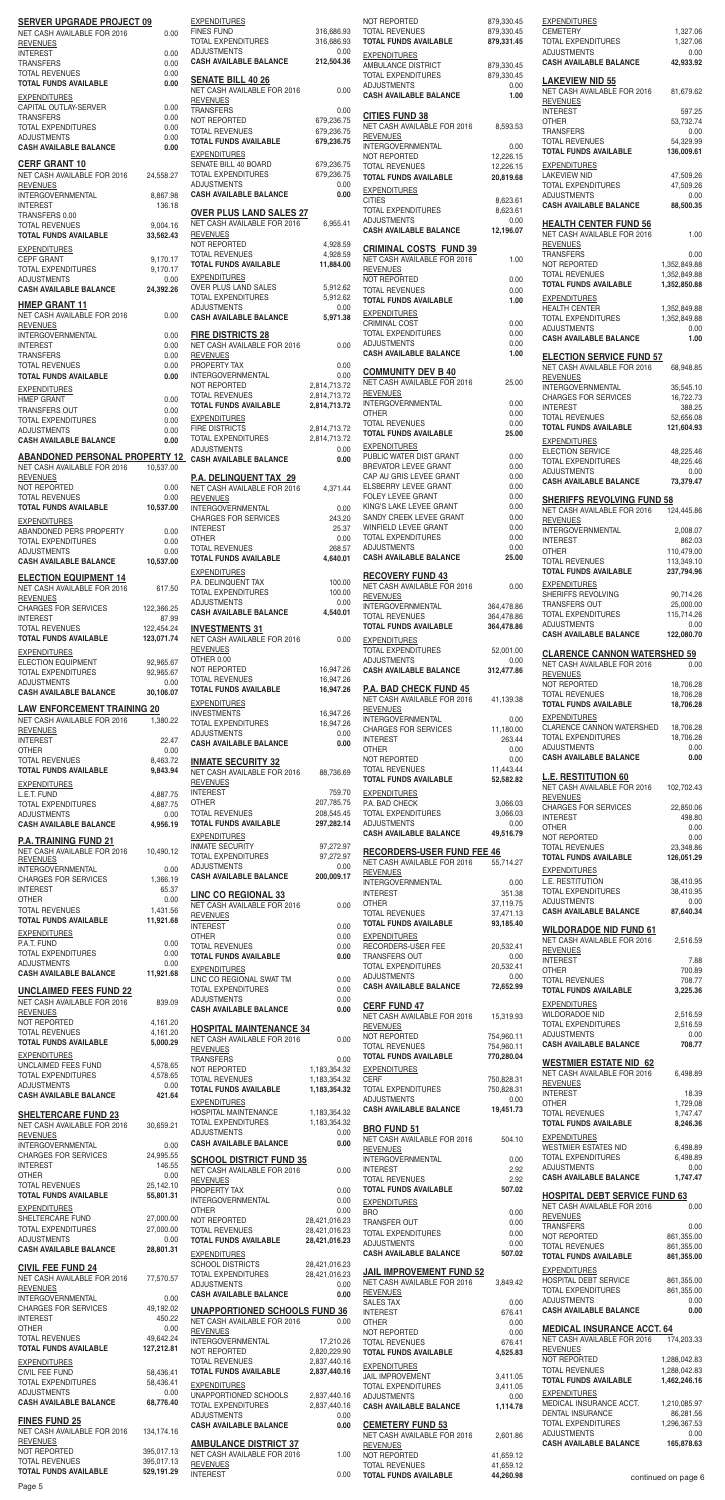**SERVER UPGRADE PROJECT 09**

| | |
|---|---|
| NET CASH AVAILABLE FOR 2016 | 0.00 |
| REVENUES | |
| INTEREST | 0.00 |
| TRANSFERS | 0.00 |
| TOTAL REVENUES | 0.00 |
| **TOTAL FUNDS AVAILABLE** | **0.00** |
| EXPENDITURES | |
| CAPITAL OUTLAY-SERVER | 0.00 |
| TRANSFERS | 0.00 |
| TOTAL EXPENDITURES | 0.00 |
| ADJUSTMENTS | 0.00 |
| **CASH AVAILABLE BALANCE** | **0.00** |

**CERF GRANT 10**

| | |
|---|---|
| NET CASH AVAILABLE FOR 2016 | 24,558.27 |
| REVENUES | |
| INTERGOVERNMENTAL | 8,867.98 |
| INTEREST | 136.18 |
| TRANSFERS 0.00 | |
| TOTAL REVENUES | 9,004.16 |
| **TOTAL FUNDS AVAILABLE** | **33,562.43** |
| EXPENDITURES | |
| CEPF GRANT | 9,170.17 |
| TOTAL EXPENDITURES | 9,170.17 |
| ADJUSTMENTS | 0.00 |
| **CASH AVAILABLE BALANCE** | **24,392.26** |

**HMEP GRANT 11**

| | |
|---|---|
| NET CASH AVAILABLE FOR 2016 | 0.00 |
| REVENUES | |
| INTERGOVERNMENTAL | 0.00 |
| INTEREST | 0.00 |
| TRANSFERS | 0.00 |
| TOTAL REVENUES | 0.00 |
| **TOTAL FUNDS AVAILABLE** | **0.00** |
| EXPENDITURES | |
| HMEP GRANT | 0.00 |
| TRANSFERS OUT | 0.00 |
| TOTAL EXPENDITURES | 0.00 |
| ADJUSTMENTS | 0.00 |
| **CASH AVAILABLE BALANCE** | **0.00** |

**ABANDONED PERSONAL PROPERTY 12**

| | |
|---|---|
| NET CASH AVAILABLE FOR 2016 | 10,537.00 |
| REVENUES | |
| NOT REPORTED | 0.00 |
| TOTAL REVENUES | 0.00 |
| **TOTAL FUNDS AVAILABLE** | **10,537.00** |
| EXPENDITURES | |
| ABANDONED PERS PROPERTY | 0.00 |
| TOTAL EXPENDITURES | 0.00 |
| ADJUSTMENTS | 0.00 |
| **CASH AVAILABLE BALANCE** | **10,537.00** |

**ELECTION EQUIPMENT 14**

| | |
|---|---|
| NET CASH AVAILABLE FOR 2016 | 617.50 |
| REVENUES | |
| CHARGES FOR SERVICES | 122,366.25 |
| INTEREST | 87.99 |
| TOTAL REVENUES | 122,454.24 |
| **TOTAL FUNDS AVAILABLE** | **123,071.74** |
| EXPENDITURES | |
| ELECTION EQUIPMENT | 92,965.67 |
| TOTAL EXPENDITURES | 92,965.67 |
| ADJUSTMENTS | 0.00 |
| **CASH AVAILABLE BALANCE** | **30,106.07** |

**LAW ENFORCEMENT TRAINING 20**

| | |
|---|---|
| NET CASH AVAILABLE FOR 2016 | 1,380.22 |
| REVENUES | |
| INTEREST | 22.47 |
| OTHER | 0.00 |
| TOTAL REVENUES | 8,463.72 |
| **TOTAL FUNDS AVAILABLE** | **9,843.94** |
| EXPENDITURES | |
| L.E.T. FUND | 4,887.75 |
| TOTAL EXPENDITURES | 4,887.75 |
| ADJUSTMENTS | 0.00 |
| **CASH AVAILABLE BALANCE** | **4,956.19** |

**P.A. TRAINING FUND 21**

| | |
|---|---|
| NET CASH AVAILABLE FOR 2016 | 10,490.12 |
| REVENUES | |
| INTERGOVERNMENTAL | 0.00 |
| CHARGES FOR SERVICES | 1,366.19 |
| INTEREST | 65.37 |
| OTHER | 0.00 |
| TOTAL REVENUES | 1,431.56 |
| **TOTAL FUNDS AVAILABLE** | **11,921.68** |
| EXPENDITURES | |
| P.A.T. FUND | 0.00 |
| TOTAL EXPENDITURES | 0.00 |
| ADJUSTMENTS | 0.00 |
| **CASH AVAILABLE BALANCE** | **11,921.68** |

**UNCLAIMED FEES FUND 22**

| | |
|---|---|
| NET CASH AVAILABLE FOR 2016 | 839.09 |
| REVENUES | |
| NOT REPORTED | 4,161.20 |
| TOTAL REVENUES | 4,161.20 |
| **TOTAL FUNDS AVAILABLE** | **5,000.29** |
| EXPENDITURES | |
| UNCLAIMED FEES FUND | 4,578.65 |
| TOTAL EXPENDITURES | 4,578.65 |
| ADJUSTMENTS | 0.00 |
| **CASH AVAILABLE BALANCE** | **421.64** |

**SHELTERCARE FUND 23**

| | |
|---|---|
| NET CASH AVAILABLE FOR 2016 | 30,659.21 |
| REVENUES | |
| INTERGOVERNMENTAL | 0.00 |
| CHARGES FOR SERVICES | 24,995.55 |
| INTEREST | 146.55 |
| OTHER | 0.00 |
| TOTAL REVENUES | 25,142.10 |
| **TOTAL FUNDS AVAILABLE** | **55,801.31** |
| EXPENDITURES | |
| SHELTERCARE FUND | 27,000.00 |
| TOTAL EXPENDITURES | 27,000.00 |
| ADJUSTMENTS | 0.00 |
| **CASH AVAILABLE BALANCE** | **28,801.31** |

**CIVIL FEE FUND 24**

| | |
|---|---|
| NET CASH AVAILABLE FOR 2016 | 77,570.57 |
| REVENUES | |
| INTERGOVERNMENTAL | 0.00 |
| CHARGES FOR SERVICES | 49,192.02 |
| INTEREST | 450.22 |
| OTHER | 0.00 |
| TOTAL REVENUES | 49,642.24 |
| **TOTAL FUNDS AVAILABLE** | **127,212.81** |
| EXPENDITURES | |
| CIVIL FEE FUND | 58,436.41 |
| TOTAL EXPENDITURES | 58,436.41 |
| ADJUSTMENTS | 0.00 |
| **CASH AVAILABLE BALANCE** | **68,776.40** |

**FINES FUND 25**

| | |
|---|---|
| NET CASH AVAILABLE FOR 2016 | 134,174.16 |
| REVENUES | |
| NOT REPORTED | 395,017.13 |
| TOTAL REVENUES | 395,017.13 |
| **TOTAL FUNDS AVAILABLE** | **529,191.29** |
| EXPENDITURES | |
| FINES FUND | 316,686.93 |
| TOTAL EXPENDITURES | 316,686.93 |
| ADJUSTMENTS | 0.00 |
| **CASH AVAILABLE BALANCE** | **212,504.36** |

**SENATE BILL 40 26**

| | |
|---|---|
| NET CASH AVAILABLE FOR 2016 | 0.00 |
| REVENUES | |
| TRANSFERS | 0.00 |
| NOT REPORTED | 679,236.75 |
| TOTAL REVENUES | 679,236.75 |
| **TOTAL FUNDS AVAILABLE** | **679,236.75** |
| EXPENDITURES | |
| SENATE BILL 40 BOARD | 679,236.75 |
| TOTAL EXPENDITURES | 679,236.75 |
| ADJUSTMENTS | 0.00 |
| **CASH AVAILABLE BALANCE** | **0.00** |

**OVER PLUS LAND SALES 27**

| | |
|---|---|
| NET CASH AVAILABLE FOR 2016 | 6,955.41 |
| REVENUES | |
| NOT REPORTED | 4,928.59 |
| TOTAL REVENUES | 4,928.59 |
| **TOTAL FUNDS AVAILABLE** | **11,884.00** |
| EXPENDITURES | |
| OVER PLUS LAND SALES | 5,912.62 |
| TOTAL EXPENDITURES | 5,912.62 |
| ADJUSTMENTS | 0.00 |
| **CASH AVAILABLE BALANCE** | **5,971.38** |

**FIRE DISTRICTS 28**

| | |
|---|---|
| NET CASH AVAILABLE FOR 2016 | 0.00 |
| REVENUES | |
| PROPERTY TAX | 0.00 |
| INTERGOVERNMENTAL | 0.00 |
| NOT REPORTED | 2,814,713.72 |
| TOTAL REVENUES | 2,814,713.72 |
| **TOTAL FUNDS AVAILABLE** | **2,814,713.72** |
| EXPENDITURES | |
| FIRE DISTRICTS | 2,814,713.72 |
| TOTAL EXPENDITURES | 2,814,713.72 |
| ADJUSTMENTS | 0.00 |
| **CASH AVAILABLE BALANCE** | **0.00** |

**P.A. DELINQUENT TAX 29**

| | |
|---|---|
| NET CASH AVAILABLE FOR 2016 | 4,371.44 |
| REVENUES | |
| INTERGOVERNMENTAL | 0.00 |
| CHARGES FOR SERVICES | 243.20 |
| INTEREST | 25.37 |
| OTHER | 0.00 |
| TOTAL REVENUES | 268.57 |
| **TOTAL FUNDS AVAILABLE** | **4,640.01** |
| EXPENDITURES | |
| P.A. DELINQUENT TAX | 100.00 |
| TOTAL EXPENDITURES | 100.00 |
| ADJUSTMENTS | 0.00 |
| **CASH AVAILABLE BALANCE** | **4,540.01** |

**INVESTMENTS 31**

| | |
|---|---|
| NET CASH AVAILABLE FOR 2016 | 0.00 |
| REVENUES | |
| OTHER 0.00 | |
| NOT REPORTED | 16,947.26 |
| TOTAL REVENUES | 16,947.26 |
| **TOTAL FUNDS AVAILABLE** | **16,947.26** |
| EXPENDITURES | |
| INVESTMENTS | 16,947.26 |
| TOTAL EXPENDITURES | 16,947.26 |
| ADJUSTMENTS | 0.00 |
| **CASH AVAILABLE BALANCE** | **0.00** |

**INMATE SECURITY 32**

| | |
|---|---|
| NET CASH AVAILABLE FOR 2016 | 88,736.69 |
| REVENUES | |
| INTEREST | 759.70 |
| OTHER | 207,785.75 |
| TOTAL REVENUES | 208,545.45 |
| **TOTAL FUNDS AVAILABLE** | **297,282.14** |
| EXPENDITURES | |
| INMATE SECURITY | 97,272.97 |
| TOTAL EXPENDITURES | 97,272.97 |
| ADJUSTMENTS | 0.00 |
| **CASH AVAILABLE BALANCE** | **200,009.17** |

**LINC CO REGIONAL 33**

| | |
|---|---|
| NET CASH AVAILABLE FOR 2016 | 0.00 |
| REVENUES | |
| INTEREST | 0.00 |
| OTHER | 0.00 |
| TOTAL REVENUES | 0.00 |
| **TOTAL FUNDS AVAILABLE** | **0.00** |
| EXPENDITURES | |
| LINC CO REGIONAL SWAT TM | 0.00 |
| TOTAL EXPENDITURES | 0.00 |
| ADJUSTMENTS | 0.00 |
| **CASH AVAILABLE BALANCE** | **0.00** |

**HOSPITAL MAINTENANCE 34**

| | |
|---|---|
| NET CASH AVAILABLE FOR 2016 | 0.00 |
| REVENUES | |
| TRANSFERS | 0.00 |
| NOT REPORTED | 1,183,354.32 |
| TOTAL REVENUES | 1,183,354.32 |
| **TOTAL FUNDS AVAILABLE** | **1,183,354.32** |
| EXPENDITURES | |
| HOSPITAL MAINTENANCE | 1,183,354.32 |
| TOTAL EXPENDITURES | 1,183,354.32 |
| ADJUSTMENTS | 0.00 |
| **CASH AVAILABLE BALANCE** | **0.00** |

**SCHOOL DISTRICT FUND 35**

| | |
|---|---|
| NET CASH AVAILABLE FOR 2016 | 0.00 |
| REVENUES | |
| PROPERTY TAX | 0.00 |
| INTERGOVERNMENTAL | 0.00 |
| OTHER | 0.00 |
| NOT REPORTED | 28,421,016.23 |
| TOTAL REVENUES | 28,421,016.23 |
| **TOTAL FUNDS AVAILABLE** | **28,421,016.23** |
| EXPENDITURES | |
| SCHOOL DISTRICTS | 28,421,016.23 |
| TOTAL EXPENDITURES | 28,421,016.23 |
| ADJUSTMENTS | 0.00 |
| **CASH AVAILABLE BALANCE** | **0.00** |

**UNAPPORTIONED SCHOOLS FUND 36**

| | |
|---|---|
| NET CASH AVAILABLE FOR 2016 | 0.00 |
| REVENUES | |
| INTERGOVERNMENTAL | 17,210.26 |
| NOT REPORTED | 2,820,229.90 |
| TOTAL REVENUES | 2,837,440.16 |
| **TOTAL FUNDS AVAILABLE** | **2,837,440.16** |
| EXPENDITURES | |
| UNAPPORTIONED SCHOOLS | 2,837,440.16 |
| TOTAL EXPENDITURES | 2,837,440.16 |
| ADJUSTMENTS | 0.00 |
| **CASH AVAILABLE BALANCE** | **0.00** |

**AMBULANCE DISTRICT 37**

| | |
|---|---|
| NET CASH AVAILABLE FOR 2016 | 1.00 |
| REVENUES | |
| INTEREST | 0.00 |
| NOT REPORTED | 879,330.45 |
| TOTAL REVENUES | 879,330.45 |
| **TOTAL FUNDS AVAILABLE** | **879,331.45** |
| EXPENDITURES | |
| AMBULANCE DISTRICT | 879,330.45 |
| TOTAL EXPENDITURES | 879,330.45 |
| ADJUSTMENTS | 0.00 |
| **CASH AVAILABLE BALANCE** | **1.00** |

**CITIES FUND 38**

| | |
|---|---|
| NET CASH AVAILABLE FOR 2016 | 8,593.53 |
| REVENUES | |
| INTERGOVERNMENTAL | 0.00 |
| NOT REPORTED | 12,226.15 |
| TOTAL REVENUES | 12,226.15 |
| **TOTAL FUNDS AVAILABLE** | **20,819.68** |
| EXPENDITURES | |
| CITIES | 8,623.61 |
| TOTAL EXPENDITURES | 8,623.61 |
| ADJUSTMENTS | 0.00 |
| **CASH AVAILABLE BALANCE** | **12,196.07** |

**CRIMINAL COSTS FUND 39**

| | |
|---|---|
| NET CASH AVAILABLE FOR 2016 | 1.00 |
| REVENUES | |
| NOT REPORTED | 0.00 |
| TOTAL REVENUES | 0.00 |
| **TOTAL FUNDS AVAILABLE** | **1.00** |
| EXPENDITURES | |
| CRIMINAL COST | 0.00 |
| TOTAL EXPENDITURES | 0.00 |
| ADJUSTMENTS | 0.00 |
| **CASH AVAILABLE BALANCE** | **1.00** |

**COMMUNITY DEV B 40**

| | |
|---|---|
| NET CASH AVAILABLE FOR 2016 | 25.00 |
| REVENUES | |
| INTERGOVERNMENTAL | 0.00 |
| OTHER | 0.00 |
| TOTAL REVENUES | 0.00 |
| **TOTAL FUNDS AVAILABLE** | **25.00** |
| EXPENDITURES | |
| PUBLIC WATER DIST GRANT | 0.00 |
| BREVATOR LEVEE GRANT | 0.00 |
| CAP AU GRIS LEVEE GRANT | 0.00 |
| ELSBERRY LEVEE GRANT | 0.00 |
| FOLEY LEVEE GRANT | 0.00 |
| KING'S LAKE LEVEE GRANT | 0.00 |
| SANDY CREEK LEVEE GRANT | 0.00 |
| WINFIELD LEVEE GRANT | 0.00 |
| TOTAL EXPENDITURES | 0.00 |
| ADJUSTMENTS | 0.00 |
| **CASH AVAILABLE BALANCE** | **25.00** |

**RECOVERY FUND 43**

| | |
|---|---|
| NET CASH AVAILABLE FOR 2016 | 0.00 |
| REVENUES | |
| INTERGOVERNMENTAL | 364,478.86 |
| TOTAL REVENUES | 364,478.86 |
| **TOTAL FUNDS AVAILABLE** | **364,478.86** |
| EXPENDITURES | |
| TOTAL EXPENDITURES | 52,001.00 |
| ADJUSTMENTS | 0.00 |
| **CASH AVAILABLE BALANCE** | **312,477.86** |

**P.A. BAD CHECK FUND 45**

| | |
|---|---|
| NET CASH AVAILABLE FOR 2016 | 41,139.38 |
| REVENUES | |
| INTERGOVERNMENTAL | 0.00 |
| CHARGES FOR SERVICES | 11,180.00 |
| INTEREST | 263.44 |
| OTHER | 0.00 |
| NOT REPORTED | 0.00 |
| TOTAL REVENUES | 11,443.44 |
| **TOTAL FUNDS AVAILABLE** | **52,582.82** |
| EXPENDITURES | |
| P.A. BAD CHECK | 3,066.03 |
| TOTAL EXPENDITURES | 3,066.03 |
| ADJUSTMENTS | 0.00 |
| **CASH AVAILABLE BALANCE** | **49,516.79** |

**RECORDERS-USER FUND FEE 46**

| | |
|---|---|
| NET CASH AVAILABLE FOR 2016 | 55,714.27 |
| REVENUES | |
| INTERGOVERNMENTAL | 0.00 |
| INTEREST | 351.38 |
| OTHER | 37,119.75 |
| TOTAL REVENUES | 37,471.13 |
| **TOTAL FUNDS AVAILABLE** | **93,185.40** |
| EXPENDITURES | |
| RECORDERS-USER FEE | 20,532.41 |
| TRANSFERS OUT | 0.00 |
| TOTAL EXPENDITURES | 20,532.41 |
| ADJUSTMENTS | 0.00 |
| **CASH AVAILABLE BALANCE** | **72,652.99** |

**CERF FUND 47**

| | |
|---|---|
| NET CASH AVAILABLE FOR 2016 | 15,319.93 |
| REVENUES | |
| NOT REPORTED | 754,960.11 |
| TOTAL REVENUES | 754,960.11 |
| **TOTAL FUNDS AVAILABLE** | **770,280.04** |
| EXPENDITURES | |
| CERF | 750,828.31 |
| TOTAL EXPENDITURES | 750,828.31 |
| ADJUSTMENTS | 0.00 |
| **CASH AVAILABLE BALANCE** | **19,451.73** |

**BRO FUND 51**

| | |
|---|---|
| NET CASH AVAILABLE FOR 2016 | 504.10 |
| REVENUES | |
| INTERGOVERNMENTAL | 0.00 |
| INTEREST | 2.92 |
| TOTAL REVENUES | 2.92 |
| **TOTAL FUNDS AVAILABLE** | **507.02** |
| EXPENDITURES | |
| BRO | 0.00 |
| TRANSFER OUT | 0.00 |
| TOTAL EXPENDITURES | 0.00 |
| ADJUSTMENTS | 0.00 |
| **CASH AVAILABLE BALANCE** | **507.02** |

**JAIL IMPROVEMENT FUND 52**

| | |
|---|---|
| NET CASH AVAILABLE FOR 2016 | 3,849.42 |
| REVENUES | |
| SALES TAX | 0.00 |
| INTEREST | 676.41 |
| OTHER | 0.00 |
| NOT REPORTED | 0.00 |
| TOTAL REVENUES | 676.41 |
| **TOTAL FUNDS AVAILABLE** | **4,525.83** |
| EXPENDITURES | |
| JAIL IMPROVEMENT | 3,411.05 |
| TOTAL EXPENDITURES | 3,411.05 |
| ADJUSTMENTS | 0.00 |
| **CASH AVAILABLE BALANCE** | **1,114.78** |

**CEMETERY FUND 53**

| | |
|---|---|
| NET CASH AVAILABLE FOR 2016 | 2,601.86 |
| REVENUES | |
| NOT REPORTED | 41,659.12 |
| TOTAL REVENUES | 41,659.12 |
| **TOTAL FUNDS AVAILABLE** | **44,260.98** |
| EXPENDITURES | |
| CEMETERY | 1,327.06 |
| TOTAL EXPENDITURES | 1,327.06 |
| ADJUSTMENTS | 0.00 |
| **CASH AVAILABLE BALANCE** | **42,933.92** |

**LAKEVIEW NID 55**

| | |
|---|---|
| NET CASH AVAILABLE FOR 2016 | 81,679.62 |
| REVENUES | |
| INTEREST | 597.25 |
| OTHER | 53,732.74 |
| TRANSFERS | 0.00 |
| TOTAL REVENUES | 54,329.99 |
| **TOTAL FUNDS AVAILABLE** | **136,009.61** |
| EXPENDITURES | |
| LAKEVIEW NID | 47,509.26 |
| TOTAL EXPENDITURES | 47,509.26 |
| ADJUSTMENTS | 0.00 |
| **CASH AVAILABLE BALANCE** | **88,500.35** |

**HEALTH CENTER FUND 56**

| | |
|---|---|
| NET CASH AVAILABLE FOR 2016 | 1.00 |
| REVENUES | |
| TRANSFERS | 0.00 |
| NOT REPORTED | 1,352,849.88 |
| TOTAL REVENUES | 1,352,849.88 |
| **TOTAL FUNDS AVAILABLE** | **1,352,850.88** |
| EXPENDITURES | |
| HEALTH CENTER | 1,352,849.88 |
| TOTAL EXPENDITURES | 1,352,849.88 |
| ADJUSTMENTS | 0.00 |
| **CASH AVAILABLE BALANCE** | **1.00** |

**ELECTION SERVICE FUND 57**

| | |
|---|---|
| NET CASH AVAILABLE FOR 2016 | 68,948.85 |
| REVENUES | |
| INTERGOVERNMENTAL | 35,545.10 |
| CHARGES FOR SERVICES | 16,722.73 |
| INTEREST | 388.25 |
| TOTAL REVENUES | 52,656.08 |
| **TOTAL FUNDS AVAILABLE** | **121,604.93** |
| EXPENDITURES | |
| ELECTION SERVICE | 48,225.46 |
| TOTAL EXPENDITURES | 48,225.46 |
| ADJUSTMENTS | 0.00 |
| **CASH AVAILABLE BALANCE** | **73,379.47** |

**SHERIFFS REVOLVING FUND 58**

| | |
|---|---|
| NET CASH AVAILABLE FOR 2016 | 124,445.86 |
| REVENUES | |
| INTERGOVERNMENTAL | 2,008.07 |
| INTEREST | 862.03 |
| OTHER | 110,479.00 |
| TOTAL REVENUES | 113,349.10 |
| **TOTAL FUNDS AVAILABLE** | **237,794.96** |
| EXPENDITURES | |
| SHERIFFS REVOLVING | 90,714.26 |
| TRANSFERS OUT | 25,000.00 |
| TOTAL EXPENDITURES | 115,714.26 |
| ADJUSTMENTS | 0.00 |
| **CASH AVAILABLE BALANCE** | **122,080.70** |

**CLARENCE CANNON WATERSHED 59**

| | |
|---|---|
| NET CASH AVAILABLE FOR 2016 | 0.00 |
| REVENUES | |
| NOT REPORTED | 18,706.28 |
| TOTAL REVENUES | 18,706.28 |
| **TOTAL FUNDS AVAILABLE** | **18,706.28** |
| EXPENDITURES | |
| CLARENCE CANNON WATERSHED | 18,706.28 |
| TOTAL EXPENDITURES | 18,706.28 |
| ADJUSTMENTS | 0.00 |
| **CASH AVAILABLE BALANCE** | **0.00** |

**L.E. RESTITUTION 60**

| | |
|---|---|
| NET CASH AVAILABLE FOR 2016 | 102,702.43 |
| REVENUES | |
| CHARGES FOR SERVICES | 22,850.06 |
| INTEREST | 498.80 |
| OTHER | 0.00 |
| NOT REPORTED | 0.00 |
| TOTAL REVENUES | 23,348.86 |
| **TOTAL FUNDS AVAILABLE** | **126,051.29** |
| EXPENDITURES | |
| L.E. RESTITUTION | 38,410.95 |
| TOTAL EXPENDITURES | 38,410.95 |
| ADJUSTMENTS | 0.00 |
| **CASH AVAILABLE BALANCE** | **87,640.34** |

**WILDORADOE NID FUND 61**

| | |
|---|---|
| NET CASH AVAILABLE FOR 2016 | 2,516.59 |
| REVENUES | |
| INTEREST | 7.88 |
| OTHER | 700.89 |
| TOTAL REVENUES | 708.77 |
| **TOTAL FUNDS AVAILABLE** | **3,225.36** |
| EXPENDITURES | |
| WILDORADOE NID | 2,516.59 |
| TOTAL EXPENDITURES | 2,516.59 |
| ADJUSTMENTS | 0.00 |
| **CASH AVAILABLE BALANCE** | **708.77** |

**WESTMIER ESTATE NID 62**

| | |
|---|---|
| NET CASH AVAILABLE FOR 2016 | 6,498.89 |
| REVENUES | |
| INTEREST | 18.39 |
| OTHER | 1,729.08 |
| TOTAL REVENUES | 1,747.47 |
| **TOTAL FUNDS AVAILABLE** | **8,246.36** |
| EXPENDITURES | |
| WESTMIER ESTATES NID | 6,498.89 |
| TOTAL EXPENDITURES | 6,498.89 |
| ADJUSTMENTS | 0.00 |
| **CASH AVAILABLE BALANCE** | **1,747.47** |

**HOSPITAL DEBT SERVICE FUND 63**

| | |
|---|---|
| NET CASH AVAILABLE FOR 2016 | 0.00 |
| REVENUES | |
| TRANSFERS | 0.00 |
| NOT REPORTED | 861,355.00 |
| TOTAL REVENUES | 861,355.00 |
| **TOTAL FUNDS AVAILABLE** | **861,355.00** |
| EXPENDITURES | |
| HOSPITAL DEBT SERVICE | 861,355.00 |
| TOTAL EXPENDITURES | 861,355.00 |
| ADJUSTMENTS | 0.00 |
| **CASH AVAILABLE BALANCE** | **0.00** |

**MEDICAL INSURANCE ACCT. 64**

| | |
|---|---|
| NET CASH AVAILABLE FOR 2016 | 174,203.33 |
| REVENUES | |
| NOT REPORTED | 1,288,042.83 |
| TOTAL REVENUES | 1,288,042.83 |
| **TOTAL FUNDS AVAILABLE** | **1,462,246.16** |
| EXPENDITURES | |
| MEDICAL INSURANCE ACCT. | 1,210,085.97 |
| DENTAL INSURANCE | 86,281.56 |
| TOTAL EXPENDITURES | 1,296,367.53 |
| ADJUSTMENTS | 0.00 |
| **CASH AVAILABLE BALANCE** | **165,878.63** |

continued on page 6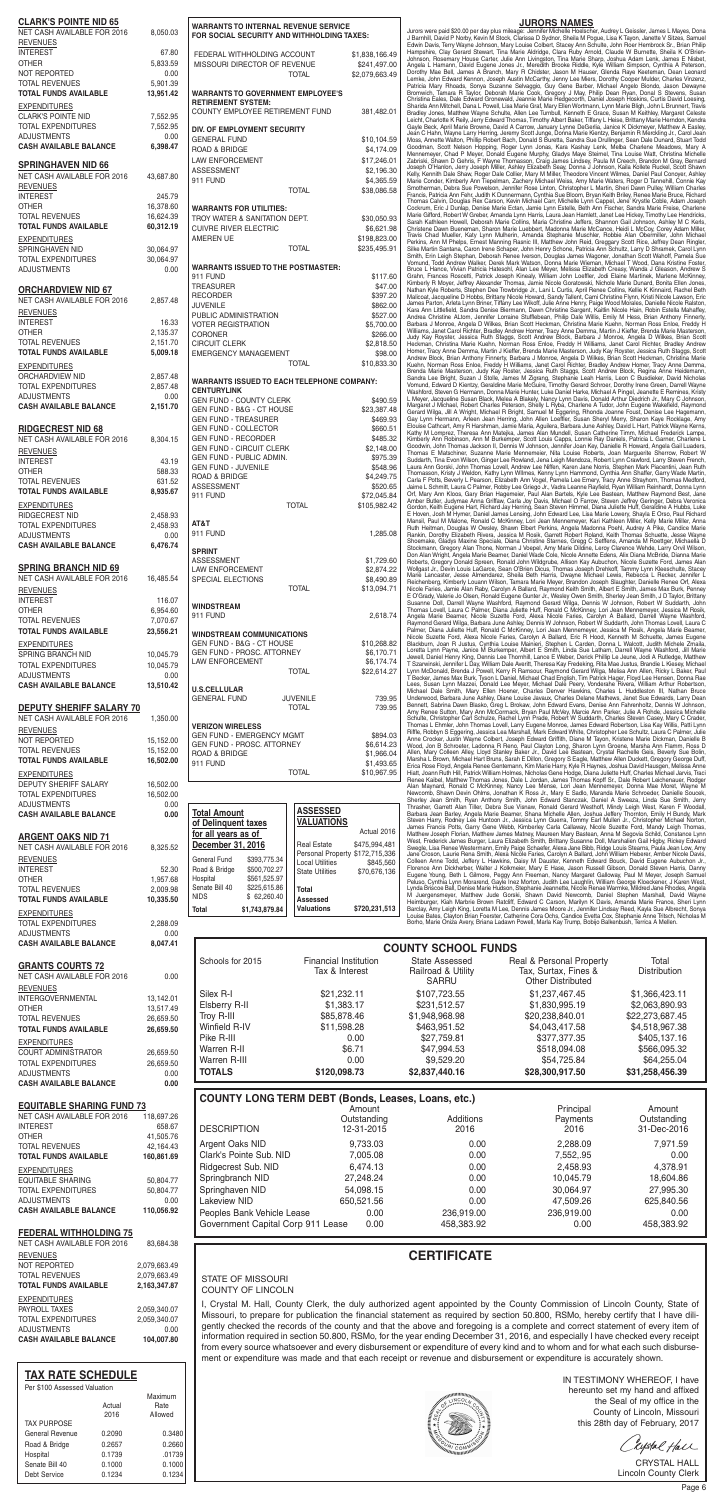## CLARK'S POINTE NID 65

| | |
|---|---|
| NET CASH AVAILABLE FOR 2016 | 8,050.03 |
| **REVENUES** | |
| INTEREST | 67.80 |
| OTHER | 5,833.59 |
| NOT REPORTED | 0.00 |
| TOTAL REVENUES | 5,901.39 |
| **TOTAL FUNDS AVAILABLE** | **13,951.42** |
| **EXPENDITURES** | |
| CLARK'S POINTE NID | 7,552.95 |
| TOTAL EXPENDITURES | 7,552.95 |
| ADJUSTMENTS | 0.00 |
| **CASH AVAILABLE BALANCE** | **6,398.47** |

## SPRINGHAVEN NID 66

| | |
|---|---|
| NET CASH AVAILABLE FOR 2016 | 43,687.80 |
| **REVENUES** | |
| INTEREST | 245.79 |
| OTHER | 16,378.60 |
| TOTAL REVENUES | 16,624.39 |
| **TOTAL FUNDS AVAILABLE** | **60,312.19** |
| **EXPENDITURES** | |
| SPRINGHAVEN NID | 30,064.97 |
| TOTAL EXPENDITURES | 30,064.97 |
| ADJUSTMENTS | 0.00 |
| **CASH AVAILABLE BALANCE** | **30,247.22** |

## ORCHARDVIEW NID 67

| | |
|---|---|
| NET CASH AVAILABLE FOR 2016 | 2,857.48 |
| **REVENUES** | |
| INTEREST | 16.33 |
| OTHER | 2,135.37 |
| TOTAL REVENUES | 2,151.70 |
| **TOTAL FUNDS AVAILABLE** | **5,009.18** |
| **EXPENDITURES** | |
| ORCHARDVIEW NID | 2,857.48 |
| TOTAL EXPENDITURES | 2,857.48 |
| ADJUSTMENTS | 0.00 |
| **CASH AVAILABLE BALANCE** | **2,151.70** |

## RIDGECREST NID 68

| | |
|---|---|
| NET CASH AVAILABLE FOR 2016 | 8,304.15 |
| **REVENUES** | |
| INTEREST | 43.19 |
| OTHER | 588.33 |
| TOTAL REVENUES | 631.52 |
| **TOTAL FUNDS AVAILABLE** | **8,935.67** |
| **EXPENDITURES** | |
| RIDGECREST NID | 2,458.93 |
| TOTAL EXPENDITURES | 2,458.93 |
| ADJUSTMENTS | 0.00 |
| **CASH AVAILABLE BALANCE** | **6,476.74** |

## SPRING BRANCH NID 69

| | |
|---|---|
| NET CASH AVAILABLE FOR 2016 | 16,485.54 |
| **REVENUES** | |
| INTEREST | 116.07 |
| OTHER | 6,954.60 |
| TOTAL REVENUES | 7,070.67 |
| **TOTAL FUNDS AVAILABLE** | **23,556.21** |
| **EXPENDITURES** | |
| SPRING BRANCH NID | 10,045.79 |
| TOTAL EXPENDITURES | 10,045.79 |
| ADJUSTMENTS | 0.00 |
| **CASH AVAILABLE BALANCE** | **13,510.42** |

## DEPUTY SHERIFF SALARY 70

| | |
|---|---|
| NET CASH AVAILABLE FOR 2016 | 1,350.00 |
| **REVENUES** | |
| NOT REPORTED | 15,152.00 |
| TOTAL REVENUES | 15,152.00 |
| **TOTAL FUNDS AVAILABLE** | **16,502.00** |
| **EXPENDITURES** | |
| DEPUTY SHERIFF SALARY | 16,502.00 |
| TOTAL EXPENDITURES | 16,502.00 |
| ADJUSTMENTS | 0.00 |
| **CASH AVAILABLE BALANCE** | **0.00** |

## ARGENT OAKS NID 71

| | |
|---|---|
| NET CASH AVAILABLE FOR 2016 | 8,325.52 |
| **REVENUES** | |
| INTEREST | 52.30 |
| OTHER | 1,957.68 |
| TOTAL REVENUES | 2,009.98 |
| **TOTAL FUNDS AVAILABLE** | **10,335.50** |
| **EXPENDITURES** | |
| TOTAL EXPENDITURES | 2,288.09 |
| ADJUSTMENTS | 0.00 |
| **CASH AVAILABLE BALANCE** | **8,047.41** |

## GRANTS COURTS 72

| | |
|---|---|
| NET CASH AVAILABLE FOR 2016 | 0.00 |
| **REVENUES** | |
| INTERGOVERNMENTAL | 13,142.01 |
| OTHER | 13,517.49 |
| TOTAL REVENUES | 26,659.50 |
| **TOTAL FUNDS AVAILABLE** | **26,659.50** |
| **EXPENDITURES** | |
| COURT ADMINISTRATOR | 26,659.50 |
| TOTAL EXPENDITURES | 26,659.50 |
| ADJUSTMENTS | 0.00 |
| **CASH AVAILABLE BALANCE** | **0.00** |

## EQUITABLE SHARING FUND 73

| | |
|---|---|
| NET CASH AVAILABLE FOR 2016 | 118,697.26 |
| **REVENUES** | |
| INTEREST | 658.67 |
| OTHER | 41,505.76 |
| TOTAL REVENUES | 42,164.43 |
| **TOTAL FUNDS AVAILABLE** | **160,861.69** |
| **EXPENDITURES** | |
| EQUITABLE SHARING | 50,804.77 |
| TOTAL EXPENDITURES | 50,804.77 |
| ADJUSTMENTS | 0.00 |
| **CASH AVAILABLE BALANCE** | **110,056.92** |

## FEDERAL WITHHOLDING 75

| | |
|---|---|
| NET CASH AVAILABLE FOR 2016 | 83,684.38 |
| **REVENUES** | |
| NOT REPORTED | 2,079,663.49 |
| TOTAL REVENUES | 2,079,663.49 |
| **TOTAL FUNDS AVAILABLE** | **2,163,347.87** |
| **EXPENDITURES** | |
| PAYROLL TAXES | 2,059,340.07 |
| TOTAL EXPENDITURES | 2,059,340.07 |
| ADJUSTMENTS | 0.00 |
| **CASH AVAILABLE BALANCE** | **104,007.80** |

## TAX RATE SCHEDULE

Per $100 Assessed Valuation

| TAX PURPOSE | Actual 2016 | Maximum Rate Allowed |
|---|---|---|
| General Revenue | 0.2090 | 0.3480 |
| Road & Bridge | 0.2657 | 0.2660 |
| Hospital | 0.1739 | .01739 |
| Senate Bill 40 | 0.1000 | 0.1000 |
| Debt Service | 0.1234 | 0.1234 |

## WARRANTS TO INTERNAL REVENUE SERVICE FOR SOCIAL SECURITY AND WITHHOLDING TAXES:

| | |
|---|---|
| FEDERAL WITHHOLDING ACCOUNT | $1,838,166.49 |
| MISSOURI DIRECTOR OF REVENUE | $241,497.00 |
| TOTAL | $2,079,663.49 |

## WARRANTS TO GOVERNMENT EMPLOYEE'S RETIREMENT SYSTEM:

| | |
|---|---|
| COUNTY EMPLOYEE RETIREMENT FUND | 381,482.01 |

## DIV. OF EMPLOYMENT SECURITY

| | |
|---|---|
| GENERAL FUND | $10,104.59 |
| ROAD & BRIDGE | $4,174.09 |
| LAW ENFORCEMENT | $17,246.01 |
| ASSESSMENT | $2,196.30 |
| 911 FUND | $4,365.59 |
| TOTAL | $38,086.58 |

## WARRANTS FOR UTILITIES:

| | |
|---|---|
| TROY WATER & SANITATION DEPT. | $30,050.93 |
| CUIVRE RIVER ELECTRIC | $6,621.98 |
| AMEREN UE | $198,823.00 |
| TOTAL | $235,495.91 |

## WARRANTS ISSUED TO THE POSTMASTER:

| | |
|---|---|
| 911 FUND | $117.60 |
| TREASURER | $47.00 |
| RECORDER | $397.20 |
| JUVENILE | $862.00 |
| PUBLIC ADMINISTRATION | $527.00 |
| VOTER REGISTRATION | $5,700.00 |
| CORONER | $266.00 |
| CIRCUIT CLERK | $2,818.50 |
| EMERGENCY MANAGEMENT | $98.00 |
| TOTAL | $10,833.30 |

## WARRANTS ISSUED TO EACH TELEPHONE COMPANY:

**CENTURYLINK**

| | |
|---|---|
| GEN FUND - COUNTY CLERK | $490.59 |
| GEN FUND - B&G - CT HOUSE | $23,387.48 |
| GEN FUND - TREASURER | $469.93 |
| GEN FUND - COLLECTOR | $660.51 |
| GEN FUND - RECORDER | $485.32 |
| GEN FUND - CIRCUIT CLERK | $2,148.00 |
| GEN FUND - PUBLIC ADMIN. | $975.39 |
| GEN FUND - JUVENILE | $548.96 |
| ROAD & BRIDGE | $4,249.75 |
| ASSESSMENT | $520.65 |
| 911 FUND | $72,045.84 |
| TOTAL | $105,982.42 |

**AT&T**

| | |
|---|---|
| 911 FUND | 1,285.08 |

**SPRINT**

| | |
|---|---|
| ASSESSMENT | $1,729.60 |
| LAW ENFORCEMENT | $2,874.22 |
| SPECIAL ELECTIONS | $8,490.89 |
| TOTAL | $13,094.71 |

**WINDSTREAM**

| | |
|---|---|
| 911 FUND | 2,618.74 |

**WINDSTREAM COMMUNICATIONS**

| | |
|---|---|
| GEN FUND - B&G - CT HOUSE | $10,268.82 |
| GEN FUND - PROSC. ATTORNEY | $6,170.71 |
| LAW ENFORCEMENT | $6,174.74 |
| TOTAL | $22,614.27 |

**U.S.CELLULAR**

| | | |
|---|---|---|
| GENERAL FUND | JUVENILE | 739.95 |
| | TOTAL | 739.95 |

**VERIZON WIRELESS**

| | |
|---|---|
| GEN FUND - EMERGENCY MGMT | $894.00 |
| GEN FUND - PROSC. ATTORNEY | $6,614.23 |
| ROAD & BRIDGE | $1,966.04 |
| 911 FUND | $1,493.65 |
| TOTAL | $10,967.95 |

**Total Amount of Delinquent taxes for all years as of December 31, 2016**

| | |
|---|---|
| General Fund | $393,775.34 |
| Road & Bridge | $500,702.27 |
| Hospital | $561,525.97 |
| Senate Bill 40 | $225,615.86 |
| NIDS | $ 62,260.40 |
| **Total** | **$1,743,879.84** |

**ASSESSED VALUATIONS**

| | Actual 2016 |
|---|---|
| Real Estate | $475,994,481 |
| Personal Property | $172,715,336 |
| Local Utilities | $845,560 |
| State Utilities | $70,676,136 |
| **Total Assessed Valuations** | **$720,231,513** |

## JURORS NAMES

Jurors were paid $20.00 per day plus mileage: Jennifer Michelle Hoelscher, Audrey L Geissler, James L Mayes, Dona J Barnhill, David P Nolty, Kevin M Stock, Clarissa D Sydnor, Sheila M Pogue, Lisa K Tayon, Janette V Sitzes, Samuel Edwin Davis, Terry Wayne Johnson, Mary Louise Colbert, Stacey Ann Schulte, John Roer Hembrock Sr., Brian Philip Hampshire, Clay Gerard Stewart, Tina Marie Aldridge, Clara Ruby Arnold, Claude W Burnette, Sheila K O'Brien-Johnson, Rosemary House Carter, Julie Ann Livingston, Tina Marie Sharp, Joshua Adam Lenk, James E Nisbet, Angela L Hamann, David Eugene Jones Jr., Meredith Brooke Riddle, Kyle William Simpson, Cynthia A Peterson, Dorothy Mae Bell, James A Branch, Mary R Childer, Jason M Hauser, Glenda Raye Keetman, Dean Leonard Lemke, John Edward Kennon, Joseph Austin McCarthy, Jenny Lee Mann, Dorothy Cooper Mulder, Charles Vincent, Patricia Mary Rhoads, Sonya Suzanne Selvaggio, Guy Gene Barber, Michael Angelo Brindo, Jason Dewayne Bromwich, Tamara R Taylor, Deborah Marie Cook, Gregory J May, Philip Dean Ryan, Donald S Stevens, Susan Christine Eales, Dale Edward Gronewald, Jeannie Marie Hedgecorth, Daniel Joseph Hoskins, Curtis David Loesing, Sharilla Ann Mitchell, Dana L Powell, Lisa Marie Graf, Mary Ellen Hortmann, Lynn Marie Bligh, John L Brummet, Travis Bradley Jones, Matthew Wayne Schulte, Allen Lee Turnbull, Kenneth E Grace, Susan M Keithley, Margaret Celeste Leicht, Charlotte K Reilly, Jerry Edward Thomas, Timothy Albert Baker, Tiffany L Heise, Brittany Marie Herndon, Kendra Gayle Reck, April Marie Browne, David A Carrow, January Lynne DeSotta, James C Mckenney, Matthew A Easley, Jean C Hahn, Wayne Larry Herring, Jeremy Scott Junge, Donna Marie Klentzy, Benjamin R Mendring Jr., Carol Jean Moss, Annette Walton, Phillip Robert Bach, Donald S Burstin, Sandra Sue Drollinger, Dean Dale Dunard, Stuart Todd Goodman, Scott Nelson Hopping, Roger Lynn Jonas, Kara Kaoleny Lenk, Mollia Charlene Meadows, Mary A Mennemeyer, Chad P Meyer, Donald Eugene Murphy, Gladys Marie Steimel, Tina Louise Wolf, Christina Michelle Zabroki, Shawn D Gehrls, F Wayne Thomasson, Craig James Lindsey, Paula M Creech, Brandon M Gray, Bernard Joseph O'Hanlon, Jerry Joseph Miller, Ashley Elizabeth Seay, Donna J Johnston, Kellie Kristine Rudell, Scott Shawn Kelly, Kennith Dale Shaw, Roger Dale Collier, Mary M Miller, Theodore Vincent Wilmes, Daniel Paul Crowder, Ashley Marie Conder, Kimberly Ann Tiepelman, Zachary Michael Weiss, Amy Marie Waters, Roger D Tummillo, Connie Kay Smotherman, Debra Sue Powelson, Jennifer Rose Linton, Christopher L Martin, Sheri Dawn Pulley, William Charles Francis, Patricia Ann Fehr, Judith K Dunnermann, Cynthia Sue Bloom, Bryan Keith Briley, Renea Marie Bruce, Richard Thomas Calvin, Douglas Rex Carson, Kevin Michael Carr, Michelle Lynn Cappel, Jerel Krystle Coble, Adam Joseph Cockrum, Eric J Dunlap, Denise Marie Ecton, Jamie Lynn Estelle, Beth Ann Fischer, Sandra Marie Fricke, Colleen Marie Gifford, Robert W Greber, Amanda Lynn Harris, Laura Jean Harmatz, Janet Lee Hickey, Timothy Lee Hendricks, Sarah Kathleen Howell, Deborah Marie Collins, Maria Christine Jeffers, Shannon Gail Johnson, Ashley M C Kerls, Christene Dawn Buenemann, Sharon Marie Luebbert, Madonna Marie McCanos, Heidi L McCoy, Corey Adam Miller, Travis Chad Mueller, Katy Lynn Mulhenin, Amanda Stephanie Muschler, Robbie Alan Obermiller, John Michael Perkins, Ann M Phelps, Ernest Manning Raenic III, Matthew John Reid, Greggary Scott Rice, Jeffrey Dean Ringler, Silke Martin Santana, Caren Irene Schaper, John Henry Schone, Patricia Ann Schultz, Larry D Shramek, Carol Lynn Smith, Erin Leigh Stephan, Deborah Renee Iverson, Douglas James Wagoner, Jonathan Scott Walhoff, Pamela Sue Vomund, Todd Andrew Walker, Derek Mark Watson, Donna Marie Wiseman, Michael T Wood, Dana Kristine Foster, Bruce L Hance, Vivian Patricia Hatesohl, Alan Lee Meyer, Melissa Elizabeth Creasy, Wanda J Gleason, Andrew S Grahs, Frances Rossetti, Patrick Joseph Kinealy, William John Loeffler, Joel Elaine Machnek, Marlene McKinney, Kimberly R Moyer, Jeffrey Alexander Thomas, Jamie Nicole Goratowski, Nichole Marie Dunard, Bonita Ellen Jones, Nathan Kyle Roberts, Stephen Dee Trowbridge Jr., Lani L Curtis, April Renee Collins, Kellie K Kinnaird, Rachel Beth Mallcoat, Jacqueline D Hobbs, Brittany Nicole Howard, Sandy Tallent, Carol Christine Flynn, Kristi Nicole Lawson, Eric James Parton, Arleta Lynn Brimer, Tiffany Lea Wilkoff, Julie Anne Henry, Paige Wood Morales, Danielle Nicole Ralston, Kara Ann Littlefield, Sandra Denise Biermann, Owen Christine Sargent, Kaitlin Nicole Hain, Robin Estelle Mahaffey, Andrea Christine Alfon, Jennifer Lorraine Shuffelman, Philip Dale Willis, Emily M Hess, Brian Anthony Finnerty, Barbara J Monroe, Angela D Wilkes, Brian Scott Heckman, Christina Maria Kuehn, Norman Ross Entoe, Freddy R Williams, Janet Carol Richter, Bradley Andrew Homer, Tracy Anne Demma, Martin J Kieffer, Brenda Marie Masterson, Judy Kay Royster, Jessica Ruth Staggs, Scott Andrew Block, Barbara J Monroe, Angela D Wilkes, Brian Scott Heckman, Christina Maria Kuehn, Norman Ross Entoe, Freddy R Williams, Janet Carol Richter, Bradley Andrew Homer, Tracy Anne Demma, Martin J Kieffer, Brenda Marie Masterson, Judy Kay Royster, Jessica Ruth Staggs, Scott Andrew Block, Brian Anthony Finnerty, Barbara J Monroe, Angela D Wilkes, Brian Scott Heckman, Christina Maria Kuehn, Norman Ross Entoe, Freddy R Williams, Janet Carol Richter, Bradley Andrew Homer, Tracy Anne Demma, Brenda Marie Masterson, Judy Kay Royster, Jessica Ruth Staggs, Scott Andrew Block, Regina Anne Heidemann, Sandra Lee Bright, Susan J Stolle, James M Zigrang, Stephanie Leah Harris, Leon C Buscher, David Nicholas Vomund, Edward D Kientzy, Geraldine Marie McGuire, Timothy Gerard Schoen, Dorothy Irene Green, Darrell Wayne Washford, Steven C Hermann, Donna Marie Hunter, Luke Daniel Harke, Michael A Pingel, Jeanette E Semmes, Kristi L Meyer, Jacqueline Susan Black, Melea A Blakely, Nancy Lynn Davis, Donald Arthur Diedrich Jr., Mary C Johnson, Margaret J Michael, Robert Charles Peterson, Shelly L Rybe, Charlene A Tutor, Eugene Woodfolk, Deborah Ann Gerard Wilga, Jill A Wright, Michael R Bright, Samuel M Eggering, Rhonda Joanne Foust, Denise Lee Hagemann, Gay Lynn Hermann, Arleen Jean Herring, John Allen Loeffler, Susan Sheryl Mamy, Sharon Kaye Rockage, Amy Elouise Cathcart, Amy R Hershman, Jamie Maria Aguilera, Barbara June Ashley, David L Hart, Patrick Wayne Kerns, Kathy M Lorenzz, Theresa Ann Mateljka, James Alan Mundell, Susan Catherine Terry, Michael Frederick Lampe, Kimberly Ann Robinson, Ann M Burkelmper, Scott Louis Cappis, Lonnie Ray Daniels, Patricia L Garner, Charlene L Goodwin, John Thomas Jackson II, Dennis W Johnson, Jennifer Joan Key, Danielle R Howard, Angela Gail Luebbrs, Thomas E Matschiner, Suzanne Marie Mennemeier, Nila Louise Roberts, Joan Marguerite Sherrow, Robert W Suddarth, Tina Evon Wilson, Ginger Lee Rowland, Jena Leigh Mendoza, Robert Lynn Crawford, Larry Steven French, Laura Ann Gorski, John Thomas Lovell, Andrew Lee Niffen, Karen Jane Norris, Stephen Mark Picentini, Jean Ruth Thomasson, Kristy J Weldon, Kathy Lynn Willmes, Kenny Lynn Hammond, Cynthia Ann Shaffer, Garry Wade Martin, Carla F Potts, Beverly L Pearson, Elizabeth Ann Vogel, Pamela Lee Emery, Tracy Anne Stumpm, Thomas Medford, Janna L Schmitt, Laura C Palmer, Robby Lee Griego Jr., Vadis Leanne Rayfield, Ryan William Reinhardt, Donna Lynn Ort, Mary Ann Kloos, Gary Brian Hagemeier, Paul Alan Bartels, Kyle Lee Basteen, Matthew Raymond Best, Jane Amber Butler, Judymae Anne Griffian, Carla Jay Davis, Michael D Farrow, Steven Jeffrey Geringer, Debra Veronica Gordon, Keith Eugene Hart, Richard Jay Herring, Sean Steven Himmel, Diana Juliette Huff, Geraldine A Hubbs, Luke E Hoven, Josh M Hymer, Daniel James Lensing, John Edward Lee, Lisa Marie Livesey, Shayla E Orso, Paul Richard Mansell, Paul M Malone, Ronald C McKinney, Lori Jean Mennemeyer, Kari Kathleen Miller, Kelly Marie Miller, Anna Ruth Heitman, Douglas W Owsley, Shawn Elbert Perkins, Angela Madonna Peahl, Audrey A Pike, Candice Marie Rankin, Dorothy Elizabeth Rivera, Jessica M Roslk, Garrett Robert Roland, Keith Thomas Schuette, Jesse Wayne Shoemake, Gladys Maxine Speciale, Diana Christine Stanes, Craig C Steffens, Amanda M Roettger, Michaela D Stockmann, Gregory Alan Thoma, Norman J Vespel, Amy Marie Oldline, Leroy Clarence Wehde, Larry Orvil Wilson, Don Alan Wright, Angela Marie Beamer, Daniel Wade Cole, Nicole Annette Esters, Ala Claire McBride, Gianna Marie Roberts, Gregory Donald Spreen, Ronald John Wildgrube, Allison Kay Aubuchon, Nicole Suzette Ford, James Alan Wildgaud Jr., Devin Louis LaGarce, Sean O'Brien Dicus, Thomas Joseph Driskeff, Tammy Lynn Marie Bracheon, Mark Lancaster, Jessie Almendarez, Sheila Beth Harris, Dwayne Michael Lewis, Rebecca L Reckel, Jennifer L Reichenberg, Kimberly Louann Wilson, Tamara Marie Meyer, Brandon Joseph Slaughter, Danielle Renee Orf, Alexa Nicole Fanes, Jamie Alan Raby, Carolyn A Ballard, Raymond Keith Smith, Albert E Smith, James Max Burk, Renny E O'Grady, Valerie Jo Olsen, Ronald Eugene Gunter Jr., Wesley Owen Smith, Shirley Jean Smith, J O Taylor, Brittany Suzanne Doll, Darrell Wayne Washford, Raymond Gerard Wilga, Dennis W Johnson, Robert W Suddarth, John Thomas Lovell, Laura C Palmer, Diana Juliette Huff, Ronald C McKinney, Lori Jean Mennemeyer, Jessica M Roslk, Angela Marie Beamer, Nicole Suzette Ford, Alexa Nicole Fanes, Carolyn A Ballard, Darrell Wayne Washford, Raymond Gerard Wilga, Barbara June Ashley, Dennis W Johnson, Robert W Suddarth, John Thomas Lovell, Laura C Palmer, Diana Juliette Huff, Ronald C McKinney, Lori Jean Mennemeyer, Jessica M Roslk, Angela Marie Beamer, Nicole Suzette Ford, Alexa Nicole Fanes, Carolyn A Ballard, Eric R Hood, Kenneth M Schuette, James Eugene Blackburn, Joan R Justus, Cynthia Louise Mamari, Stephen L Carden, Donna L Walcott, Judith Michelle Zmuda, Loretta Lynn Payne, Janice W Burkemper, Albert E Smith, Linda Sue Latham, Darrell Wayne Washford, Jill Marie Jewell, Daniel Henry King, Denise Lee Thornhill, Lance E Weber, Dennis Philip Le Jeune, Jodi A Rutledge, Matthew T Szaroinski, Jennifer L Day, William Dale Averitt, Theresa Kay Fredeking, Rita Mae Justus, Brenda L Kesley, Michael Lynn McDonald, Brenda J Powell, Kerry R Rannour, Raymond Gerard Wilga, Melisa Ann Allen, Ricky L Baker, Paul T Becker, James Max Burk, Tyson L Daniel, Michael Chad English, Tim Patrick Hager, Floyd Lee Hensen, Donna Rae Lees, Susan Lynn Mazzei, Donald Lee Meyer, Michael Dale Peery, Vondalele Rivera, William Arthur Robertson, Michael Dale Smith, Mary Ellen Hoener, Charles Denver Hawkins, Charles L Huddleston III, Nathan Bruce Underwood, Barbara June Ashley, Diane Louise Jessen, Charles Delane Mathews, Janet Sue Edwards, Larry Dean Bennett, Sabrina Dawn Biaskis, Greg L Brokaw, John Edward Evans, Denise Ann Fahrenholtz, Dennis W Johnson, Amy Renee Sutton, Mary Ann McCormack, Bryan Paul McVey, Marcie Ann Parker, Julie A Pohlde, Jessica Michelle Schulte, Christopher Carl Schulze, Rachel Lynn Prade, Robert W Suddarth, Charles Steven Casey, Mary C Crader, Thomas L Ehmler, John Thomas Lovell, Larry Eugene Monroe, James Edward Robertson, Lisa Kay Willis, Patti Lynn Riffle, Robbyn S Eggering, Jessica Lea Marshall, Mark Edward White, Christopher Lee Schultz, Laura C Palmer, Julie Anne Crocker, Justin Wayne Colbert, Joseph Edward Griffith, Diana M Tyson, Kristene Marie Dickman, Danielle S Wood, Jon B Schroeter, Ladonna R Reno, Paul Clayton Long, Sharon Lynn Groene, Marsha Ann Flamm, Ross D Allen, Mary Colleen Alley, Lloyd Stanley Baker Jr., David Lee Basteen, Crystal Rachelle Gee, Beverly Sue Bolin, Marsha L Brown, Michael Hart Bruns, Sarah E Dillon, Gregory S Eagle, Matthew Allen Duckett, Gregory George Duff, Erica Renee Floyd, Angela Renee Gentemann, Kim Marie Harry, Kyle R Haynes, Joshua David Hausgen, Melissa Anne Hiatt, Joann Ruth Hill, Patrick William Holmes, Nicholas Gene Hodge, Diana Juliette Huff, Charles Michael Jarvis, Traci Renee Kabel, Matthew Thomas Jones, Dale L Jordan, James Thomas Kooff Sr., Dale Robert Lachenauer, Rodger Alan Maynard, Ronald C McKinney, Nancy Lee Mense, Lori Jean Mennemeyer, Steven Mose, Donald Wayne M Newcomb, Shawn Devin Ohms, Jonathan K Ross Jr., Mary E Sadlo, Alexandra Marie Schroeder, Danielle Sowder, Shirley Jean Smith, Ryan Anthony Smith, John Edward Stanczak, Daniel A Sweesa, Linda Sue Smith, Jerry Thrasher, Garrett Alan Tiller, Debra Sue Vanzee, Ronald Gerard Weathoff, Mindy Leigh West, Karen F Woodall, Barbara Jean Barley, Angela Marie Beamer, Shana Michelle Allen, Joshua Jeffrey Thornton, Emily H Randy, Mark Steven Hartz, Rodney Lee Harrison Jr., Jessica Lynn Guerra, Tommy Earl Mullen Jr., Christopher Michael Norton, James Francis Potts, Garry Gene Webb, Kimberley Carla Callaway, Nicole Suzette Ford, Mandy Leigh Thomas, Matthew Joseph Florian, Matthew James Marker, Maureen Mary Basteen, Anna M Segovia Schitz, Constance Lynn West, Frederick James Burger, Laura Elizabeth Smith, Brittany Susanne Doll, Maximilian Gail Hipke, Rickey Edward Deeple, Lisa Renee Westermann, Emily Paige Schaefer, Alexa Jane Bills, Ridge Louis Stearns, Paula Jean Low, Amy Marie Brinkmann, Laurie Renee Smith, Alexa Nicole Fanes, Dillon Lane Houchens, Amber Nicole Davis, Colleen Anne Todd, Jeffrey L Hawkins, Edward Bosch, David Eugene Aubuchon Jr., Florence Ann Dickherber, Walter J Kollmeier, Mary E Hase, Jason Russell Gibson, Donald Steven Harris, Danny Eugene Young, Beth L Clemons, Peggy Ann Freeman, Nancy Margaret Galloway, Paul M Meyer, Joseph Samuel Pekuso, Cynthia Lynn Morawski, Gayle Inez Morton, Judith Lee Laughlin, William Edward Koeleman, J Karen Wolf, Lynda Briscoe Ball, Denise Marie Hudson, Stephanie Jeannette, Nicole Renee Warner, Mildred Anne Rhodes, Angela M Juergensmeyer, Matthew Jude Gorski, Shawn David Newcomb, Daniel Stephen Marshall, David Wayne Heimburger, Kah Marble Brown Radcliff, Edward C Carson, Marilyn K Davis, Amanda Marie Francis, Sheri Lynn Barclay, Amy Leigh King, Loretta M Lee, Dennis James Moore Jr., Jennifer Lindsay Reed, Kayla Sue Albrecht, Sonya Louise Bates, Clayton Brian Foerster, Catherine Cora Ochs, Candice Evetta Cox, Stephanie Anne Tritsch, Nicholas M Borho, Marie Orida Avery, Briana Ladawn Powell, Marie Kay Trump, Bobbi Ballenbush, Terrica A Mellen.

## COUNTY SCHOOL FUNDS

| Schools for 2015 | Financial Institution Tax & Interest | State Assessed Railroad & Utility SARRU | Real & Personal Property Tax, Surtax, Fines & Other Distributed | Total Distribution |
|---|---|---|---|---|
| Silex R-I | $21,232.11 | $107,723.55 | $1,237,467.45 | $1,366,423.11 |
| Elsberry R-II | $1,383.17 | $231,512.57 | $1,830,995.19 | $2,063,890.93 |
| Troy R-III | $85,878.46 | $1,948,968.98 | $20,238,840.01 | $22,273,687.45 |
| Winfield R-IV | $11,598.28 | $463,951.52 | $4,043,417.58 | $4,518,967.38 |
| Pike R-III | 0.00 | $27,759.81 | $377,377.35 | $405,137.16 |
| Warren R-II | $6.71 | $47,994.53 | $518,094.08 | $566,095.32 |
| Warren R-III | 0.00 | $9,529.20 | $54,725.84 | $64,255.04 |
| **TOTALS** | **$120,098.73** | **$2,837,440.16** | **$28,300,917.50** | **$31,258,456.39** |

## COUNTY LONG TERM DEBT (Bonds, Leases, Loans, etc.)

| DESCRIPTION | Amount Outstanding 12-31-2015 | Additions 2016 | Principal Payments 2016 | Amount Outstanding 31-Dec-2016 |
|---|---|---|---|---|
| Argent Oaks NID | 9,733.03 | 0.00 | 2,288.09 | 7,971.59 |
| Clark's Pointe Sub. NID | 7,005.08 | 0.00 | 7,552,.95 | 0.00 |
| Ridgecrest Sub. NID | 6,474.13 | 0.00 | 2,458.93 | 4,378.91 |
| Springbranch NID | 27,248.24 | 0.00 | 10,045.79 | 18,604.86 |
| Springhaven NID | 54,098.15 | 0.00 | 30,064.97 | 27,995.30 |
| Lakeview NID | 650,521.56 | 0.00 | 47,509.26 | 625,840.56 |
| Peoples Bank Vehicle Lease | 0.00 | 236,919.00 | 236,919.00 | 0.00 |
| Government Capital Corp 911 Lease | 0.00 | 458,383.92 | 0.00 | 458,383.92 |

## CERTIFICATE

STATE OF MISSOURI
COUNTY OF LINCOLN

I, Crystal M. Hall, County Clerk, the duly authorized agent appointed by the County Commission of Lincoln County, State of Missouri, to prepare for publication the financial statement as required by section 50.800, RSMo, hereby certify that I have diligently checked the records of the county and that the above and foregoing is a complete and correct statement of every item of information required in section 50.800, RSMo, for the year ending December 31, 2016, and especially I have checked every receipt from every source whatsoever and every disbursement or expenditure of every kind and to whom and for what each disbursement or expenditure was made and that each receipt or revenue and disbursement or expenditure is accurately shown.

IN TESTIMONY WHEREOF, I have hereunto set my hand and affixed the Seal of my office in the County of Lincoln, Missouri this 28th day of February, 2017

Crystal Hall

CRYSTAL HALL
Lincoln County Clerk